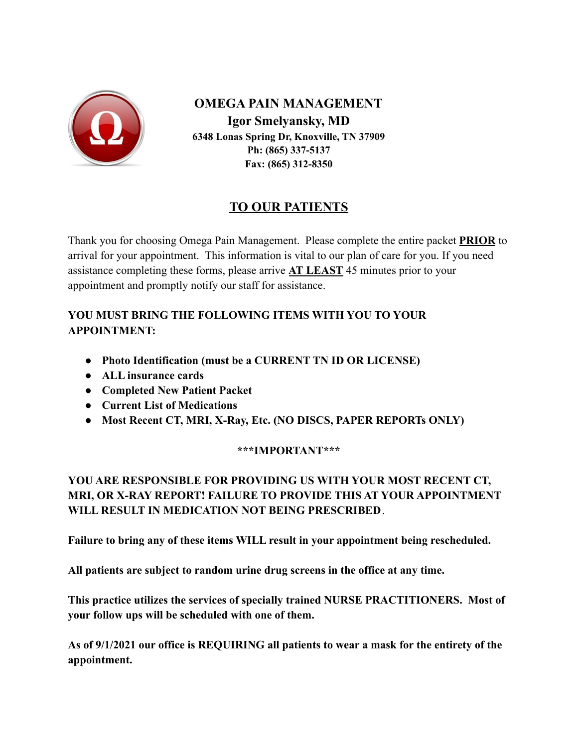# OMEGA PAIN MANAGEMENT

**Igor Smelyansky, MD**

**6348 Lonas Spring Dr, Knoxville, TN 37909**

**Ph: (865) 337-5137**

**Fax: (865) 312-8350**

## TO OUR PATIENTS

Thank you for choosing Omega Pain Management. Please complete the entire packet **PRIOR** to arrival for your appointment. This information is vital to our plan of care for you. If you need assistance completing these forms, please arrive **AT LEAST** 45 minutes prior to your appointment and promptly notify our staff for assistance.

**YOU MUST BRING THE FOLLOWING ITEMS WITH YOU TO YOUR APPOINTMENT:**

- **Photo Identification (must be a CURRENT TN ID OR LICENSE)**
- **ALL insurance cards**
- **Completed New Patient Packet**
- **Current List of Medications**
- **Most Recent CT, MRI, X-Ray, Etc. (NO DISCS, PAPER REPORTs ONLY)**

**\*\*\*IMPORTANT\*\*\***

**YOU ARE RESPONSIBLE FOR PROVIDING US WITH YOUR MOST RECENT CT, MRI, OR X-RAY REPORT! FAILURE TO PROVIDE THIS AT YOUR APPOINTMENT WILL RESULT IN MEDICATION NOT BEING PRESCRIBED.**

**Failure to bring any of these items WILL result in your appointment being rescheduled.**

**All patients are subject to random urine drug screens in the office at any time.**

**This practice utilizes the services of specially trained NURSE PRACTITIONERS. Most of your follow ups will be scheduled with one of them.**

**As of 9/1/2021 our office is REQUIRING all patients to wear a mask for the entirety of the appointment.**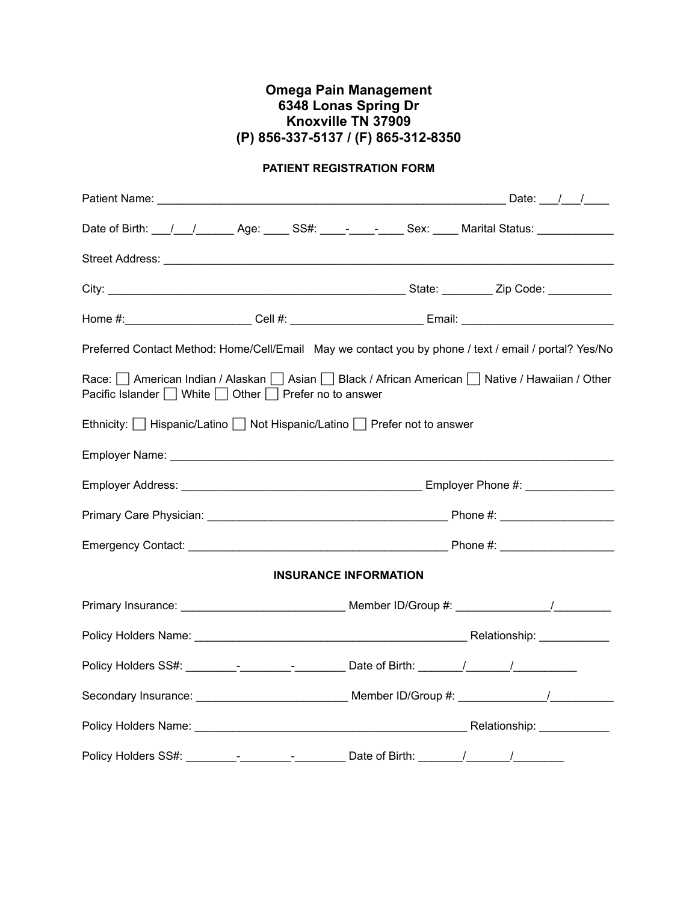**Omega Pain Management**
**6348 Lonas Spring Dr**
**Knoxville TN 37909**
**(P) 856-337-5137 / (F) 865-312-8350**

**PATIENT REGISTRATION FORM**

Patient Name: ________________________________________________________ Date: ___/___/____

Date of Birth: ___/___/______ Age: ____ SS#: ____-____-____ Sex: ____ Marital Status: ____________

Street Address: ________________________________________________________________________

City: _______________________________________________ State: ________ Zip Code: __________

Home #:____________________ Cell #: _____________________ Email: ________________________

Preferred Contact Method: Home/Cell/Email May we contact you by phone / text / email / portal? Yes/No

Race: ☐ American Indian / Alaskan ☐ Asian ☐ Black / African American ☐ Native / Hawaiian / Other Pacific Islander ☐ White ☐ Other ☐ Prefer no to answer

Ethnicity: ☐ Hispanic/Latino ☐ Not Hispanic/Latino ☐ Prefer not to answer

Employer Name: ______________________________________________________________________

Employer Address: ______________________________________ Employer Phone #: ______________

Primary Care Physician: _____________________________________ Phone #: __________________

Emergency Contact: _________________________________________ Phone #: __________________

**INSURANCE INFORMATION**

Primary Insurance: __________________________ Member ID/Group #: _______________/_________

Policy Holders Name: ___________________________________________ Relationship: ___________

Policy Holders SS#: ________-________-________ Date of Birth: _______/_______/__________

Secondary Insurance: ________________________ Member ID/Group #: ______________/__________

Policy Holders Name: ___________________________________________ Relationship: ___________

Policy Holders SS#: ________-________-________ Date of Birth: _______/_______/________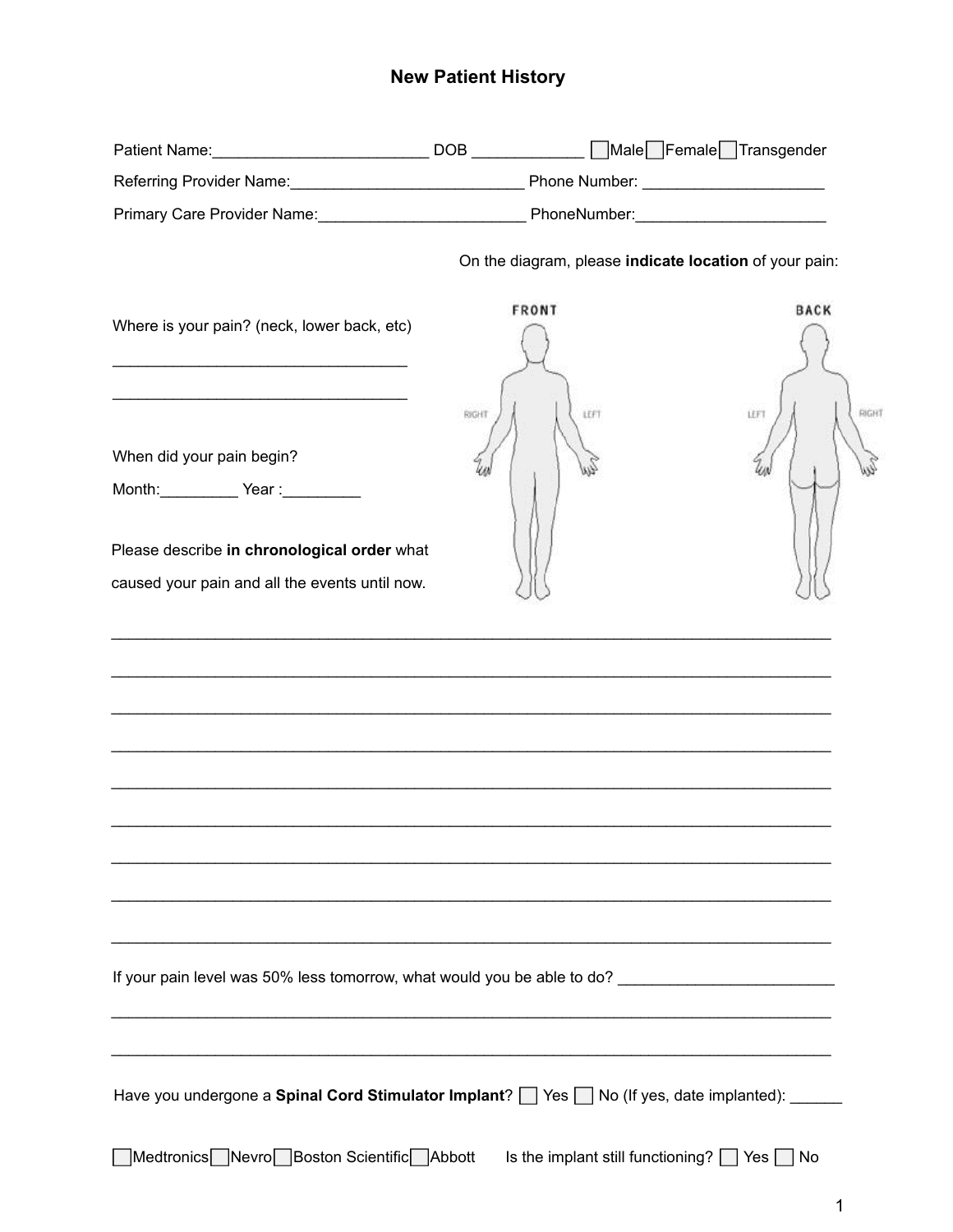# New Patient History

Patient Name:________________________ DOB ____________ ☐Male ☐Female ☐Transgender

Referring Provider Name:___________________________ Phone Number: ____________________

Primary Care Provider Name:_______________________ PhoneNumber:_____________________

On the diagram, please **indicate location** of your pain:

FRONT | BACK

RIGHT LEFT | LEFT RIGHT

Where is your pain? (neck, lower back, etc)

_________________________________

_________________________________

When did your pain begin?

Month:_________ Year :_________

Please describe **in chronological order** what caused your pain and all the events until now.

________________________________________________________________________________

________________________________________________________________________________

________________________________________________________________________________

________________________________________________________________________________

________________________________________________________________________________

________________________________________________________________________________

________________________________________________________________________________

________________________________________________________________________________

________________________________________________________________________________

If your pain level was 50% less tomorrow, what would you be able to do? ________________________

________________________________________________________________________________

________________________________________________________________________________

Have you undergone a **Spinal Cord Stimulator Implant**? ☐ Yes ☐ No (If yes, date implanted): ______

☐Medtronics ☐Nevro ☐Boston Scientific ☐Abbott     Is the implant still functioning? ☐ Yes ☐ No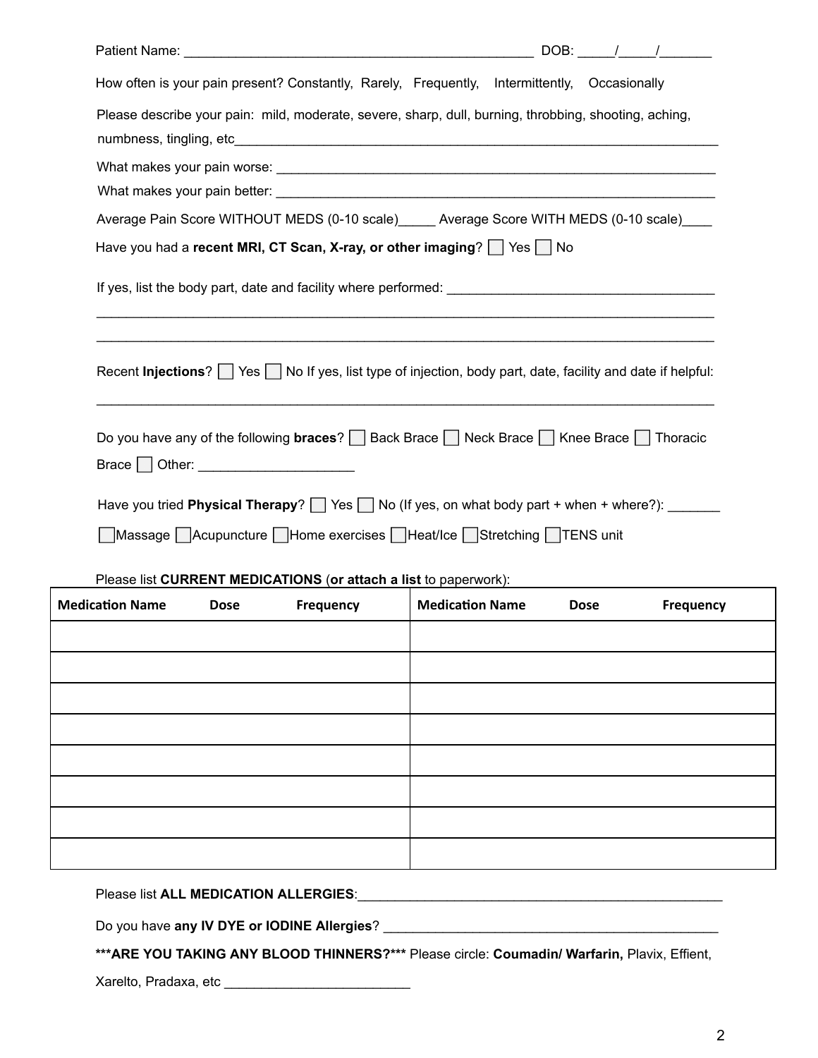Patient Name: _______________________________________________ DOB: _____/_____/_______

How often is your pain present? Constantly, Rarely, Frequently, Intermittently, Occasionally

Please describe your pain: mild, moderate, severe, sharp, dull, burning, throbbing, shooting, aching, numbness, tingling, etc_________________________________________________________________

What makes your pain worse: ___________________________________________________________

What makes your pain better: ___________________________________________________________

Average Pain Score WITHOUT MEDS (0-10 scale)_____ Average Score WITH MEDS (0-10 scale)____

Have you had a **recent MRI, CT Scan, X-ray, or other imaging**? ☐ Yes ☐ No

If yes, list the body part, date and facility where performed: ___________________________________

_________________________________________________________________________________

_________________________________________________________________________________

Recent **Injections**? ☐ Yes ☐ No If yes, list type of injection, body part, date, facility and date if helpful:

_________________________________________________________________________________

Do you have any of the following **braces**? ☐ Back Brace ☐ Neck Brace ☐ Knee Brace ☐ Thoracic Brace ☐ Other: ____________________

Have you tried **Physical Therapy**? ☐ Yes ☐ No (If yes, on what body part + when + where?): _______

☐ Massage ☐ Acupuncture ☐ Home exercises ☐ Heat/Ice ☐ Stretching ☐ TENS unit

Please list **CURRENT MEDICATIONS** (**or attach a list** to paperwork):

| Medication Name | Dose | Frequency | Medication Name | Dose | Frequency |
|---|---|---|---|---|---|
| | | | | | |
| | | | | | |
| | | | | | |
| | | | | | |
| | | | | | |
| | | | | | |
| | | | | | |
| | | | | | |

Please list **ALL MEDICATION ALLERGIES**:___________________________________________________

Do you have **any IV DYE or IODINE Allergies**? _______________________________________________

**\*\*\*ARE YOU TAKING ANY BLOOD THINNERS?\*\*\*** Please circle: **Coumadin/ Warfarin,** Plavix, Effient, Xarelto, Pradaxa, etc ________________________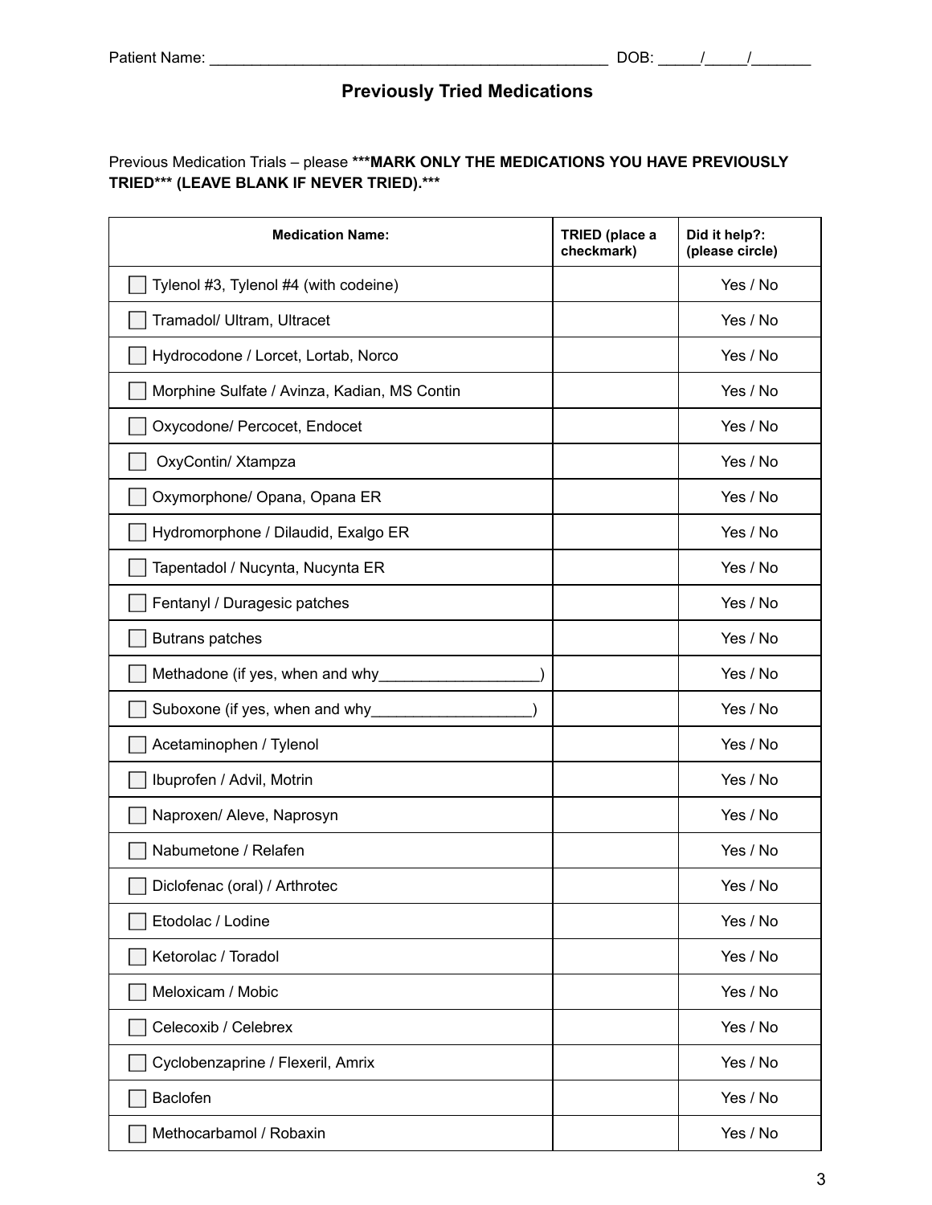Patient Name: ______________________________________________ DOB: _____/_____/_______

## Previously Tried Medications

Previous Medication Trials – please **\*\*\*MARK ONLY THE MEDICATIONS YOU HAVE PREVIOUSLY TRIED\*\*\* (LEAVE BLANK IF NEVER TRIED).\*\*\***

| Medication Name: | TRIED (place a checkmark) | Did it help?: (please circle) |
|---|---|---|
| ☐ Tylenol #3, Tylenol #4 (with codeine) | | Yes / No |
| ☐ Tramadol/ Ultram, Ultracet | | Yes / No |
| ☐ Hydrocodone / Lorcet, Lortab, Norco | | Yes / No |
| ☐ Morphine Sulfate / Avinza, Kadian, MS Contin | | Yes / No |
| ☐ Oxycodone/ Percocet, Endocet | | Yes / No |
| ☐ OxyContin/ Xtampza | | Yes / No |
| ☐ Oxymorphone/ Opana, Opana ER | | Yes / No |
| ☐ Hydromorphone / Dilaudid, Exalgo ER | | Yes / No |
| ☐ Tapentadol / Nucynta, Nucynta ER | | Yes / No |
| ☐ Fentanyl / Duragesic patches | | Yes / No |
| ☐ Butrans patches | | Yes / No |
| ☐ Methadone (if yes, when and why___________________) | | Yes / No |
| ☐ Suboxone (if yes, when and why___________________) | | Yes / No |
| ☐ Acetaminophen / Tylenol | | Yes / No |
| ☐ Ibuprofen / Advil, Motrin | | Yes / No |
| ☐ Naproxen/ Aleve, Naprosyn | | Yes / No |
| ☐ Nabumetone / Relafen | | Yes / No |
| ☐ Diclofenac (oral) / Arthrotec | | Yes / No |
| ☐ Etodolac / Lodine | | Yes / No |
| ☐ Ketorolac / Toradol | | Yes / No |
| ☐ Meloxicam / Mobic | | Yes / No |
| ☐ Celecoxib / Celebrex | | Yes / No |
| ☐ Cyclobenzaprine / Flexeril, Amrix | | Yes / No |
| ☐ Baclofen | | Yes / No |
| ☐ Methocarbamol / Robaxin | | Yes / No |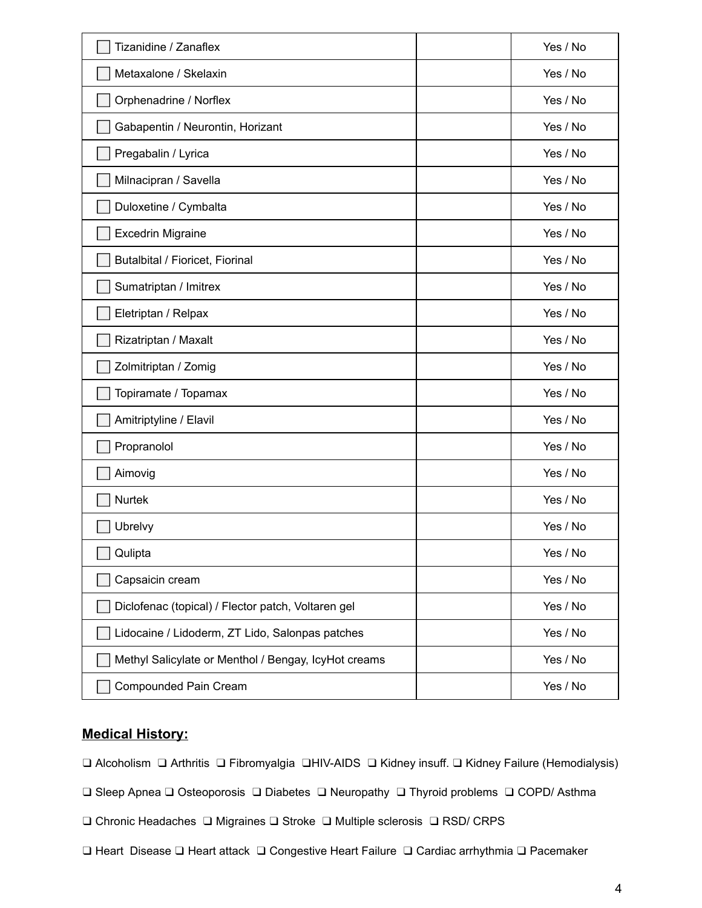| | | |
|---|---|---|
| ☐ Tizanidine / Zanaflex | | Yes / No |
| ☐ Metaxalone / Skelaxin | | Yes / No |
| ☐ Orphenadrine / Norflex | | Yes / No |
| ☐ Gabapentin / Neurontin, Horizant | | Yes / No |
| ☐ Pregabalin / Lyrica | | Yes / No |
| ☐ Milnacipran / Savella | | Yes / No |
| ☐ Duloxetine / Cymbalta | | Yes / No |
| ☐ Excedrin Migraine | | Yes / No |
| ☐ Butalbital / Fioricet, Fiorinal | | Yes / No |
| ☐ Sumatriptan / Imitrex | | Yes / No |
| ☐ Eletriptan / Relpax | | Yes / No |
| ☐ Rizatriptan / Maxalt | | Yes / No |
| ☐ Zolmitriptan / Zomig | | Yes / No |
| ☐ Topiramate / Topamax | | Yes / No |
| ☐ Amitriptyline / Elavil | | Yes / No |
| ☐ Propranolol | | Yes / No |
| ☐ Aimovig | | Yes / No |
| ☐ Nurtek | | Yes / No |
| ☐ Ubrelvy | | Yes / No |
| ☐ Qulipta | | Yes / No |
| ☐ Capsaicin cream | | Yes / No |
| ☐ Diclofenac (topical) / Flector patch, Voltaren gel | | Yes / No |
| ☐ Lidocaine / Lidoderm, ZT Lido, Salonpas patches | | Yes / No |
| ☐ Methyl Salicylate or Menthol / Bengay, IcyHot creams | | Yes / No |
| ☐ Compounded Pain Cream | | Yes / No |

## Medical History:

❑ Alcoholism ❑ Arthritis ❑ Fibromyalgia ❑HIV-AIDS ❑ Kidney insuff. ❑ Kidney Failure (Hemodialysis)

❑ Sleep Apnea ❑ Osteoporosis ❑ Diabetes ❑ Neuropathy ❑ Thyroid problems ❑ COPD/ Asthma

❑ Chronic Headaches ❑ Migraines ❑ Stroke ❑ Multiple sclerosis ❑ RSD/ CRPS

❑ Heart Disease ❑ Heart attack ❑ Congestive Heart Failure ❑ Cardiac arrhythmia ❑ Pacemaker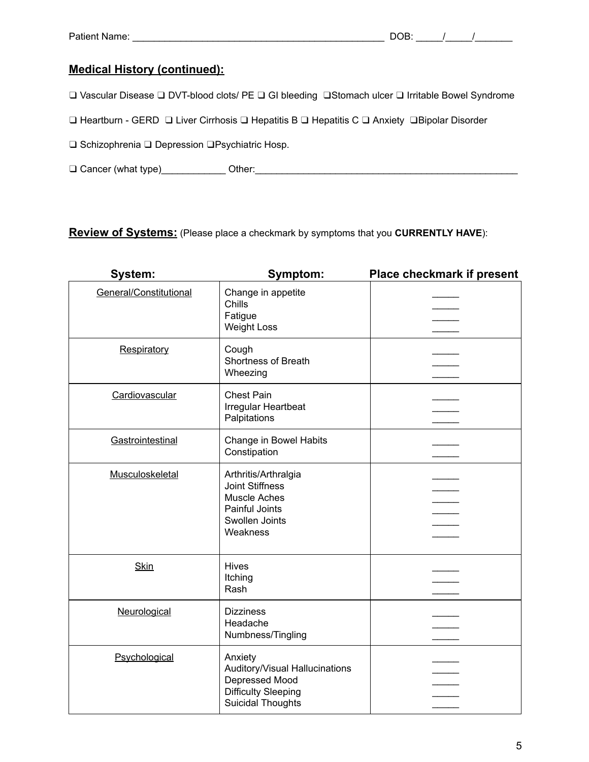Patient Name: ________________________________________________ DOB: _____/_____/_______

**Medical History (continued):**

❑ Vascular Disease ❑ DVT-blood clots/ PE ❑ GI bleeding ❑Stomach ulcer ❑ Irritable Bowel Syndrome

❑ Heartburn - GERD ❑ Liver Cirrhosis ❑ Hepatitis B ❑ Hepatitis C ❑ Anxiety ❑Bipolar Disorder

❑ Schizophrenia ❑ Depression ❑Psychiatric Hosp.

❑ Cancer (what type)____________ Other:___________________________________________________

**Review of Systems:** (Please place a checkmark by symptoms that you **CURRENTLY HAVE**):

| System: | Symptom: | Place checkmark if present |
|---|---|---|
| General/Constitutional | Change in appetite<br>Chills<br>Fatigue<br>Weight Loss | _____<br>_____<br>_____<br>_____ |
| Respiratory | Cough<br>Shortness of Breath<br>Wheezing | _____<br>_____<br>_____ |
| Cardiovascular | Chest Pain<br>Irregular Heartbeat<br>Palpitations | _____<br>_____<br>_____ |
| Gastrointestinal | Change in Bowel Habits<br>Constipation | _____<br>_____ |
| Musculoskeletal | Arthritis/Arthralgia<br>Joint Stiffness<br>Muscle Aches<br>Painful Joints<br>Swollen Joints<br>Weakness | _____<br>_____<br>_____<br>_____<br>_____<br>_____ |
| Skin | Hives<br>Itching<br>Rash | _____<br>_____<br>_____ |
| Neurological | Dizziness<br>Headache<br>Numbness/Tingling | _____<br>_____<br>_____ |
| Psychological | Anxiety<br>Auditory/Visual Hallucinations<br>Depressed Mood<br>Difficulty Sleeping<br>Suicidal Thoughts | _____<br>_____<br>_____<br>_____<br>_____ |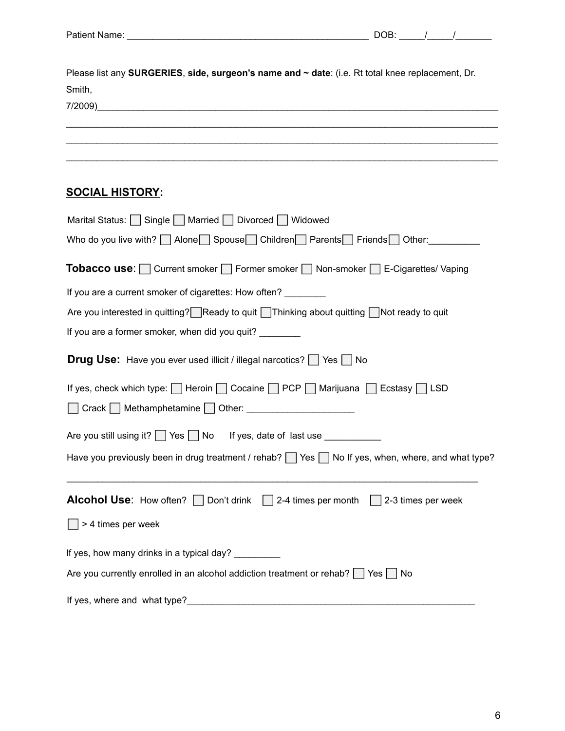Patient Name: _______________________________________________ DOB: _____/_____/_______

Please list any **SURGERIES**, **side, surgeon's name and ~ date**: (i.e. Rt total knee replacement, Dr. Smith, 7/2009)_____________________________________________________________________________

_____________________________________________________________________________

_____________________________________________________________________________

_____________________________________________________________________________

## SOCIAL HISTORY:

Marital Status: ☐ Single ☐ Married ☐ Divorced ☐ Widowed

Who do you live with? ☐ Alone ☐ Spouse ☐ Children ☐ Parents ☐ Friends ☐ Other:__________

**Tobacco use**: ☐ Current smoker ☐ Former smoker ☐ Non-smoker ☐ E-Cigarettes/ Vaping

If you are a current smoker of cigarettes: How often? ________

Are you interested in quitting? ☐ Ready to quit ☐ Thinking about quitting ☐ Not ready to quit

If you are a former smoker, when did you quit? ________

**Drug Use:** Have you ever used illicit / illegal narcotics? ☐ Yes ☐ No

If yes, check which type: ☐ Heroin ☐ Cocaine ☐ PCP ☐ Marijuana ☐ Ecstasy ☐ LSD

☐ Crack ☐ Methamphetamine ☐ Other: ____________________

Are you still using it? ☐ Yes ☐ No If yes, date of last use ___________

Have you previously been in drug treatment / rehab? ☐ Yes ☐ No If yes, when, where, and what type?

_____________________________________________________________________________

**Alcohol Use**: How often? ☐ Don't drink ☐ 2-4 times per month ☐ 2-3 times per week

☐ > 4 times per week

If yes, how many drinks in a typical day? _________

Are you currently enrolled in an alcohol addiction treatment or rehab? ☐ Yes ☐ No

If yes, where and what type?_________________________________________________________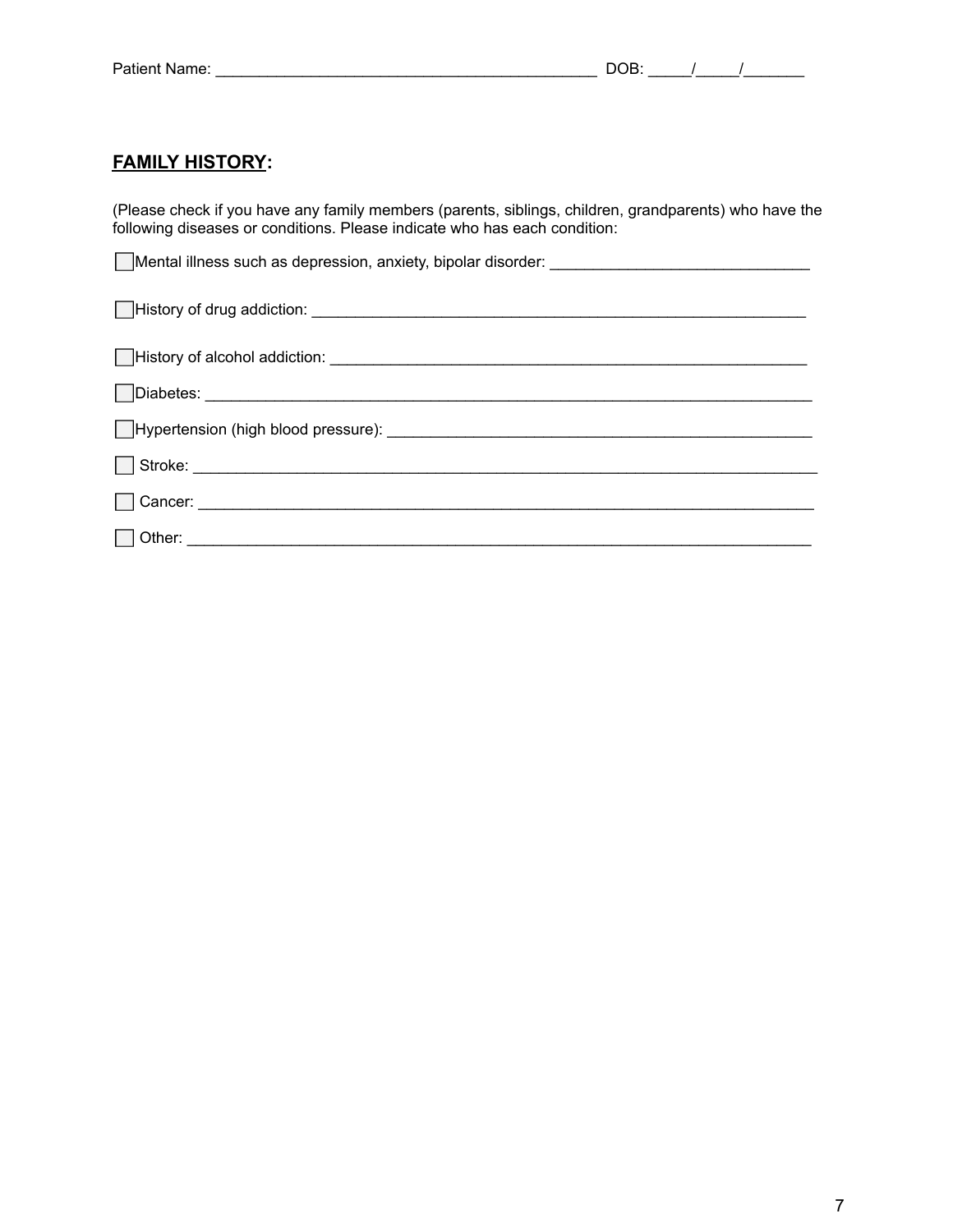Patient Name: ___________________________________________ DOB: _____/_____/_______

## FAMILY HISTORY:

(Please check if you have any family members (parents, siblings, children, grandparents) who have the following diseases or conditions. Please indicate who has each condition:

☐ Mental illness such as depression, anxiety, bipolar disorder: ______________________________

☐ History of drug addiction: _________________________________________________________

☐ History of alcohol addiction: _______________________________________________________

☐ Diabetes: ______________________________________________________________________

☐ Hypertension (high blood pressure): _________________________________________________

☐ Stroke: ________________________________________________________________________

☐ Cancer: ________________________________________________________________________

☐ Other: _________________________________________________________________________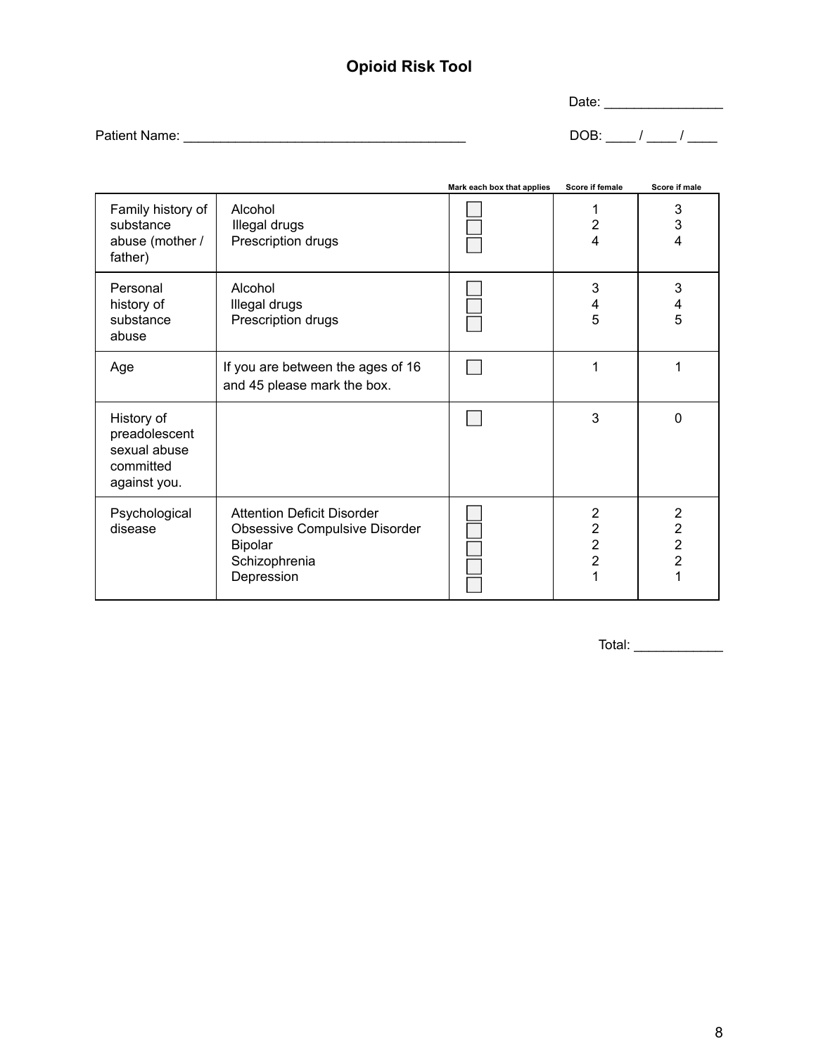# Opioid Risk Tool

Date: ________________

Patient Name: ______________________________________ DOB: ____ / ____ / ____

| | | Mark each box that applies | Score if female | Score if male |
|---|---|---|---|---|
| Family history of substance abuse (mother / father) | Alcohol | ☐ | 1 | 3 |
| | Illegal drugs | ☐ | 2 | 3 |
| | Prescription drugs | ☐ | 4 | 4 |
| Personal history of substance abuse | Alcohol | ☐ | 3 | 3 |
| | Illegal drugs | ☐ | 4 | 4 |
| | Prescription drugs | ☐ | 5 | 5 |
| Age | If you are between the ages of 16 and 45 please mark the box. | ☐ | 1 | 1 |
| History of preadolescent sexual abuse committed against you. | | ☐ | 3 | 0 |
| Psychological disease | Attention Deficit Disorder | ☐ | 2 | 2 |
| | Obsessive Compulsive Disorder | ☐ | 2 | 2 |
| | Bipolar | ☐ | 2 | 2 |
| | Schizophrenia | ☐ | 2 | 2 |
| | Depression | ☐ | 1 | 1 |

Total: ____________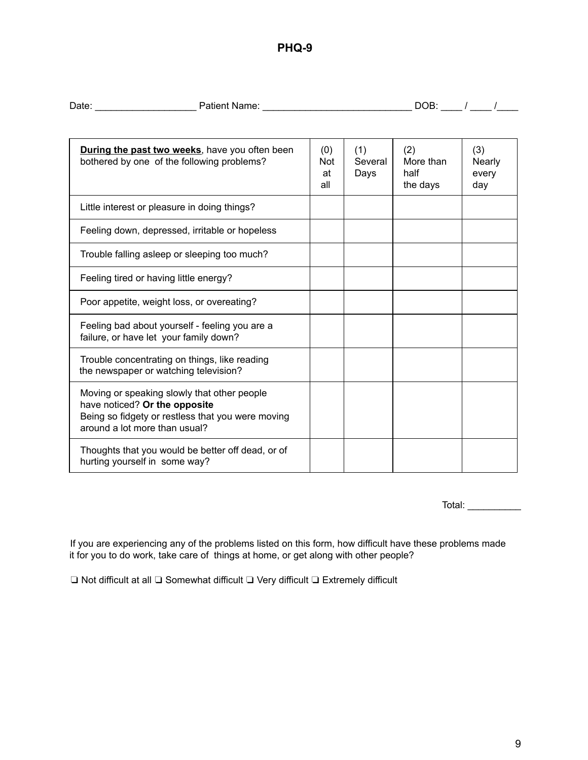# PHQ-9

Date: ___________________ Patient Name: ____________________________ DOB: ____ / ____ /____

| **<u>During the past two weeks</u>**, have you often been bothered by one of the following problems? | (0) Not at all | (1) Several Days | (2) More than half the days | (3) Nearly every day |
|---|---|---|---|---|
| Little interest or pleasure in doing things? | | | | |
| Feeling down, depressed, irritable or hopeless | | | | |
| Trouble falling asleep or sleeping too much? | | | | |
| Feeling tired or having little energy? | | | | |
| Poor appetite, weight loss, or overeating? | | | | |
| Feeling bad about yourself - feeling you are a failure, or have let your family down? | | | | |
| Trouble concentrating on things, like reading the newspaper or watching television? | | | | |
| Moving or speaking slowly that other people have noticed? **Or the opposite** Being so fidgety or restless that you were moving around a lot more than usual? | | | | |
| Thoughts that you would be better off dead, or of hurting yourself in some way? | | | | |

Total: __________

If you are experiencing any of the problems listed on this form, how difficult have these problems made it for you to do work, take care of things at home, or get along with other people?

❏ Not difficult at all ❏ Somewhat difficult ❏ Very difficult ❏ Extremely difficult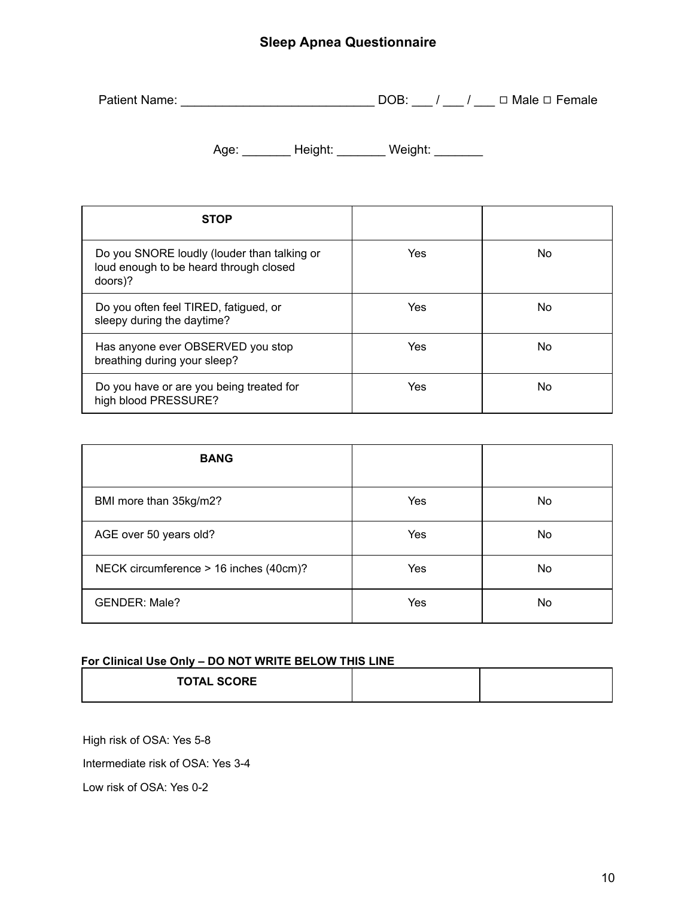# Sleep Apnea Questionnaire

Patient Name: ___________________________ DOB: ___ / ___ / ___ ☐ Male ☐ Female

Age: _______ Height: _______ Weight: _______

| STOP | | |
| --- | --- | --- |
| Do you SNORE loudly (louder than talking or loud enough to be heard through closed doors)? | Yes | No |
| Do you often feel TIRED, fatigued, or sleepy during the daytime? | Yes | No |
| Has anyone ever OBSERVED you stop breathing during your sleep? | Yes | No |
| Do you have or are you being treated for high blood PRESSURE? | Yes | No |

| BANG | | |
| --- | --- | --- |
| BMI more than 35kg/m2? | Yes | No |
| AGE over 50 years old? | Yes | No |
| NECK circumference > 16 inches (40cm)? | Yes | No |
| GENDER: Male? | Yes | No |

**For Clinical Use Only – DO NOT WRITE BELOW THIS LINE**

| TOTAL SCORE | | |
| --- | --- | --- |

High risk of OSA: Yes 5-8

Intermediate risk of OSA: Yes 3-4

Low risk of OSA: Yes 0-2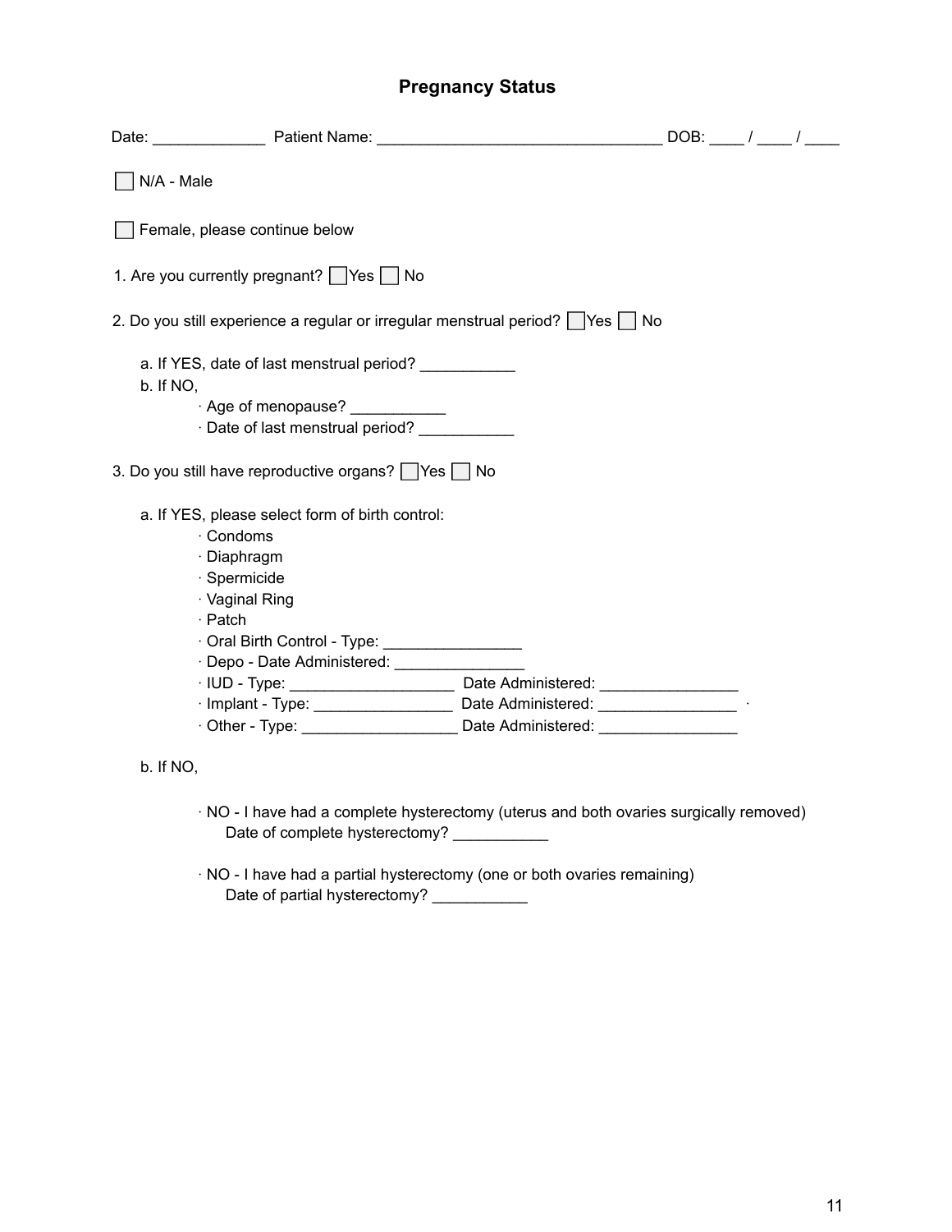# Pregnancy Status

Date: _____________ Patient Name: _________________________________ DOB: ____ / ____ / ____

☐ N/A - Male

☐ Female, please continue below

1. Are you currently pregnant? ☐ Yes ☐ No

2. Do you still experience a regular or irregular menstrual period? ☐ Yes ☐ No

   a. If YES, date of last menstrual period? ___________
   
   b. If NO,
   
      · Age of menopause? ___________
      
      · Date of last menstrual period? ___________

3. Do you still have reproductive organs? ☐ Yes ☐ No

   a. If YES, please select form of birth control:
   
      · Condoms
      
      · Diaphragm
      
      · Spermicide
      
      · Vaginal Ring
      
      · Patch
      
      · Oral Birth Control - Type: ________________
      
      · Depo - Date Administered: _______________
      
      · IUD - Type: ___________________ Date Administered: ________________
      
      · Implant - Type: ________________ Date Administered: ________________
      
      · Other - Type: __________________ Date Administered: ________________

   b. If NO,
   
      · NO - I have had a complete hysterectomy (uterus and both ovaries surgically removed)
      Date of complete hysterectomy? ___________
      
      · NO - I have had a partial hysterectomy (one or both ovaries remaining)
      Date of partial hysterectomy? ___________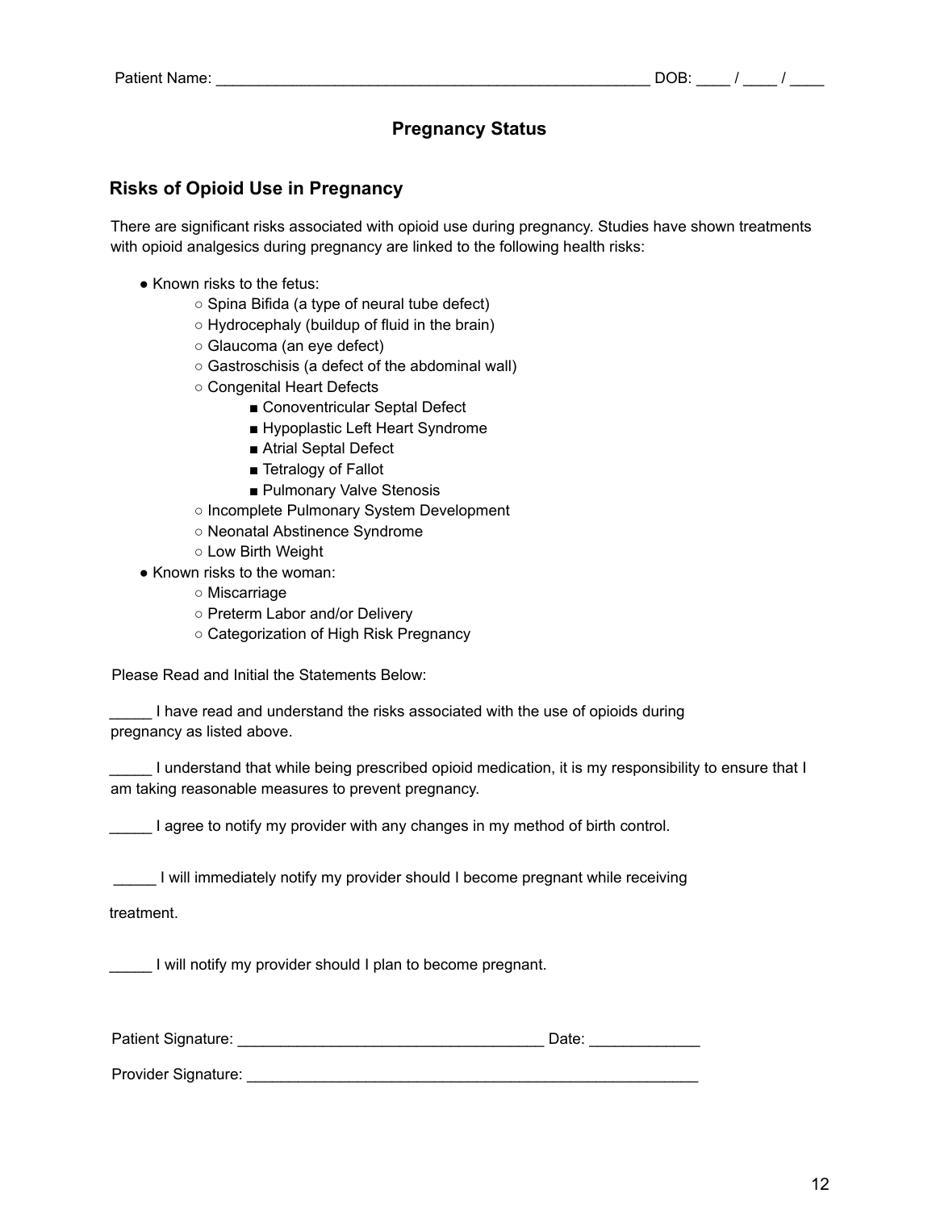Patient Name: ___________________________________________________ DOB: ____ / ____ / ____

## Pregnancy Status

### Risks of Opioid Use in Pregnancy

There are significant risks associated with opioid use during pregnancy. Studies have shown treatments with opioid analgesics during pregnancy are linked to the following health risks:

- Known risks to the fetus:
  - Spina Bifida (a type of neural tube defect)
  - Hydrocephaly (buildup of fluid in the brain)
  - Glaucoma (an eye defect)
  - Gastroschisis (a defect of the abdominal wall)
  - Congenital Heart Defects
    - Conoventricular Septal Defect
    - Hypoplastic Left Heart Syndrome
    - Atrial Septal Defect
    - Tetralogy of Fallot
    - Pulmonary Valve Stenosis
  - Incomplete Pulmonary System Development
  - Neonatal Abstinence Syndrome
  - Low Birth Weight
- Known risks to the woman:
  - Miscarriage
  - Preterm Labor and/or Delivery
  - Categorization of High Risk Pregnancy

Please Read and Initial the Statements Below:

_____ I have read and understand the risks associated with the use of opioids during pregnancy as listed above.

_____ I understand that while being prescribed opioid medication, it is my responsibility to ensure that I am taking reasonable measures to prevent pregnancy.

_____ I agree to notify my provider with any changes in my method of birth control.

_____ I will immediately notify my provider should I become pregnant while receiving treatment.

_____ I will notify my provider should I plan to become pregnant.

Patient Signature: ____________________________________ Date: _____________

Provider Signature: ______________________________________________________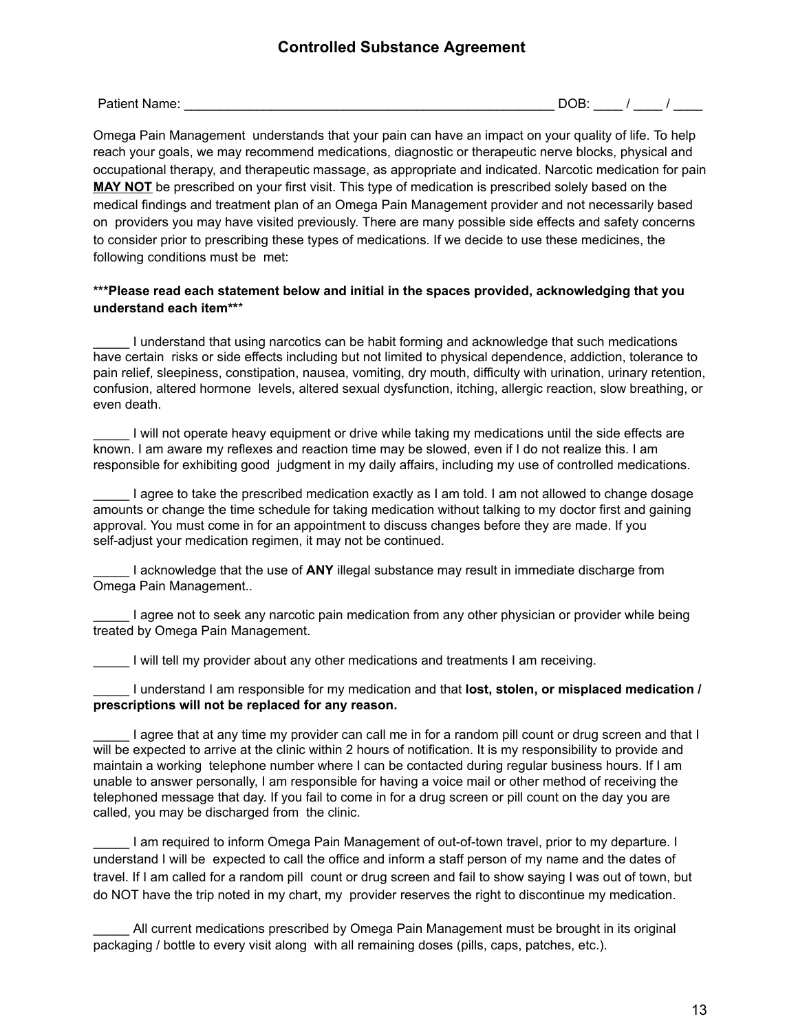# Controlled Substance Agreement

Patient Name: ______________________________________________________ DOB: ____ / ____ / ____

Omega Pain Management understands that your pain can have an impact on your quality of life. To help reach your goals, we may recommend medications, diagnostic or therapeutic nerve blocks, physical and occupational therapy, and therapeutic massage, as appropriate and indicated. Narcotic medication for pain **MAY NOT** be prescribed on your first visit. This type of medication is prescribed solely based on the medical findings and treatment plan of an Omega Pain Management provider and not necessarily based on providers you may have visited previously. There are many possible side effects and safety concerns to consider prior to prescribing these types of medications. If we decide to use these medicines, the following conditions must be met:

**\*\*\*Please read each statement below and initial in the spaces provided, acknowledging that you understand each item\*\*\***

_____ I understand that using narcotics can be habit forming and acknowledge that such medications have certain risks or side effects including but not limited to physical dependence, addiction, tolerance to pain relief, sleepiness, constipation, nausea, vomiting, dry mouth, difficulty with urination, urinary retention, confusion, altered hormone levels, altered sexual dysfunction, itching, allergic reaction, slow breathing, or even death.

_____ I will not operate heavy equipment or drive while taking my medications until the side effects are known. I am aware my reflexes and reaction time may be slowed, even if I do not realize this. I am responsible for exhibiting good judgment in my daily affairs, including my use of controlled medications.

_____ I agree to take the prescribed medication exactly as I am told. I am not allowed to change dosage amounts or change the time schedule for taking medication without talking to my doctor first and gaining approval. You must come in for an appointment to discuss changes before they are made. If you self-adjust your medication regimen, it may not be continued.

_____ I acknowledge that the use of **ANY** illegal substance may result in immediate discharge from Omega Pain Management..

_____ I agree not to seek any narcotic pain medication from any other physician or provider while being treated by Omega Pain Management.

_____ I will tell my provider about any other medications and treatments I am receiving.

_____ I understand I am responsible for my medication and that **lost, stolen, or misplaced medication / prescriptions will not be replaced for any reason.**

_____ I agree that at any time my provider can call me in for a random pill count or drug screen and that I will be expected to arrive at the clinic within 2 hours of notification. It is my responsibility to provide and maintain a working telephone number where I can be contacted during regular business hours. If I am unable to answer personally, I am responsible for having a voice mail or other method of receiving the telephoned message that day. If you fail to come in for a drug screen or pill count on the day you are called, you may be discharged from the clinic.

_____ I am required to inform Omega Pain Management of out-of-town travel, prior to my departure. I understand I will be expected to call the office and inform a staff person of my name and the dates of travel. If I am called for a random pill count or drug screen and fail to show saying I was out of town, but do NOT have the trip noted in my chart, my provider reserves the right to discontinue my medication.

_____ All current medications prescribed by Omega Pain Management must be brought in its original packaging / bottle to every visit along with all remaining doses (pills, caps, patches, etc.).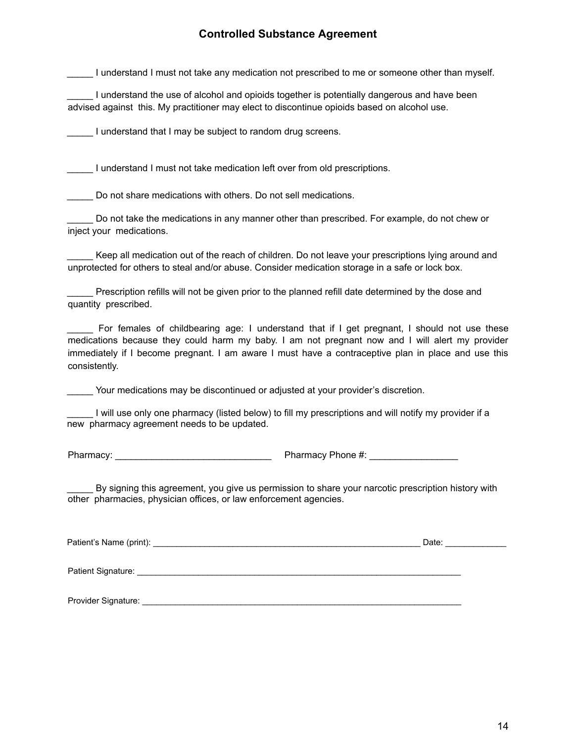## Controlled Substance Agreement

_____ I understand I must not take any medication not prescribed to me or someone other than myself.

_____ I understand the use of alcohol and opioids together is potentially dangerous and have been advised against this. My practitioner may elect to discontinue opioids based on alcohol use.

_____ I understand that I may be subject to random drug screens.

_____ I understand I must not take medication left over from old prescriptions.

_____ Do not share medications with others. Do not sell medications.

_____ Do not take the medications in any manner other than prescribed. For example, do not chew or inject your medications.

_____ Keep all medication out of the reach of children. Do not leave your prescriptions lying around and unprotected for others to steal and/or abuse. Consider medication storage in a safe or lock box.

_____ Prescription refills will not be given prior to the planned refill date determined by the dose and quantity prescribed.

_____ For females of childbearing age: I understand that if I get pregnant, I should not use these medications because they could harm my baby. I am not pregnant now and I will alert my provider immediately if I become pregnant. I am aware I must have a contraceptive plan in place and use this consistently.

_____ Your medications may be discontinued or adjusted at your provider's discretion.

_____ I will use only one pharmacy (listed below) to fill my prescriptions and will notify my provider if a new pharmacy agreement needs to be updated.

Pharmacy: ______________________________ Pharmacy Phone #: _________________

_____ By signing this agreement, you give us permission to share your narcotic prescription history with other pharmacies, physician offices, or law enforcement agencies.

Patient's Name (print): ________________________________________________________ Date: _____________

Patient Signature: ______________________________________________________________________

Provider Signature: _____________________________________________________________________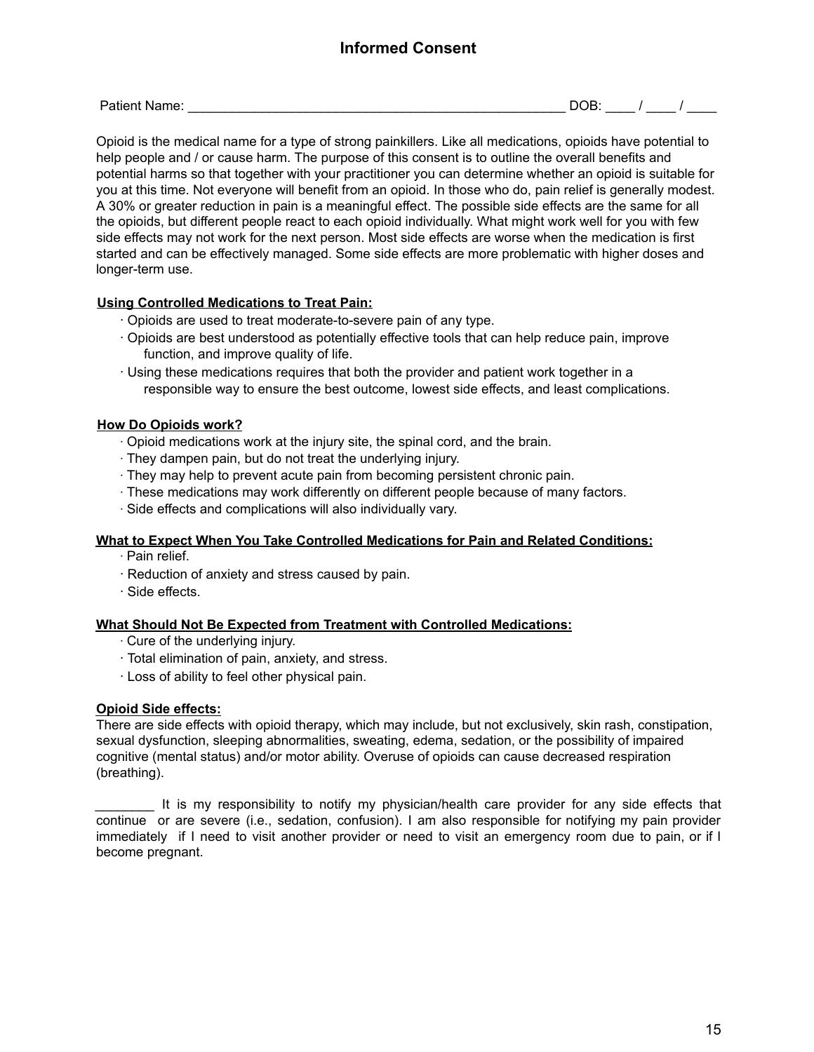# Informed Consent

Patient Name: ______________________________________________________ DOB: ____ / ____ / ____

Opioid is the medical name for a type of strong painkillers. Like all medications, opioids have potential to help people and / or cause harm. The purpose of this consent is to outline the overall benefits and potential harms so that together with your practitioner you can determine whether an opioid is suitable for you at this time. Not everyone will benefit from an opioid. In those who do, pain relief is generally modest. A 30% or greater reduction in pain is a meaningful effect. The possible side effects are the same for all the opioids, but different people react to each opioid individually. What might work well for you with few side effects may not work for the next person. Most side effects are worse when the medication is first started and can be effectively managed. Some side effects are more problematic with higher doses and longer-term use.

**Using Controlled Medications to Treat Pain:**

- Opioids are used to treat moderate-to-severe pain of any type.
- Opioids are best understood as potentially effective tools that can help reduce pain, improve function, and improve quality of life.
- Using these medications requires that both the provider and patient work together in a responsible way to ensure the best outcome, lowest side effects, and least complications.

**How Do Opioids work?**

- Opioid medications work at the injury site, the spinal cord, and the brain.
- They dampen pain, but do not treat the underlying injury.
- They may help to prevent acute pain from becoming persistent chronic pain.
- These medications may work differently on different people because of many factors.
- Side effects and complications will also individually vary.

**What to Expect When You Take Controlled Medications for Pain and Related Conditions:**

- Pain relief.
- Reduction of anxiety and stress caused by pain.
- Side effects.

**What Should Not Be Expected from Treatment with Controlled Medications:**

- Cure of the underlying injury.
- Total elimination of pain, anxiety, and stress.
- Loss of ability to feel other physical pain.

**Opioid Side effects:**

There are side effects with opioid therapy, which may include, but not exclusively, skin rash, constipation, sexual dysfunction, sleeping abnormalities, sweating, edema, sedation, or the possibility of impaired cognitive (mental status) and/or motor ability. Overuse of opioids can cause decreased respiration (breathing).

________ It is my responsibility to notify my physician/health care provider for any side effects that continue or are severe (i.e., sedation, confusion). I am also responsible for notifying my pain provider immediately if I need to visit another provider or need to visit an emergency room due to pain, or if I become pregnant.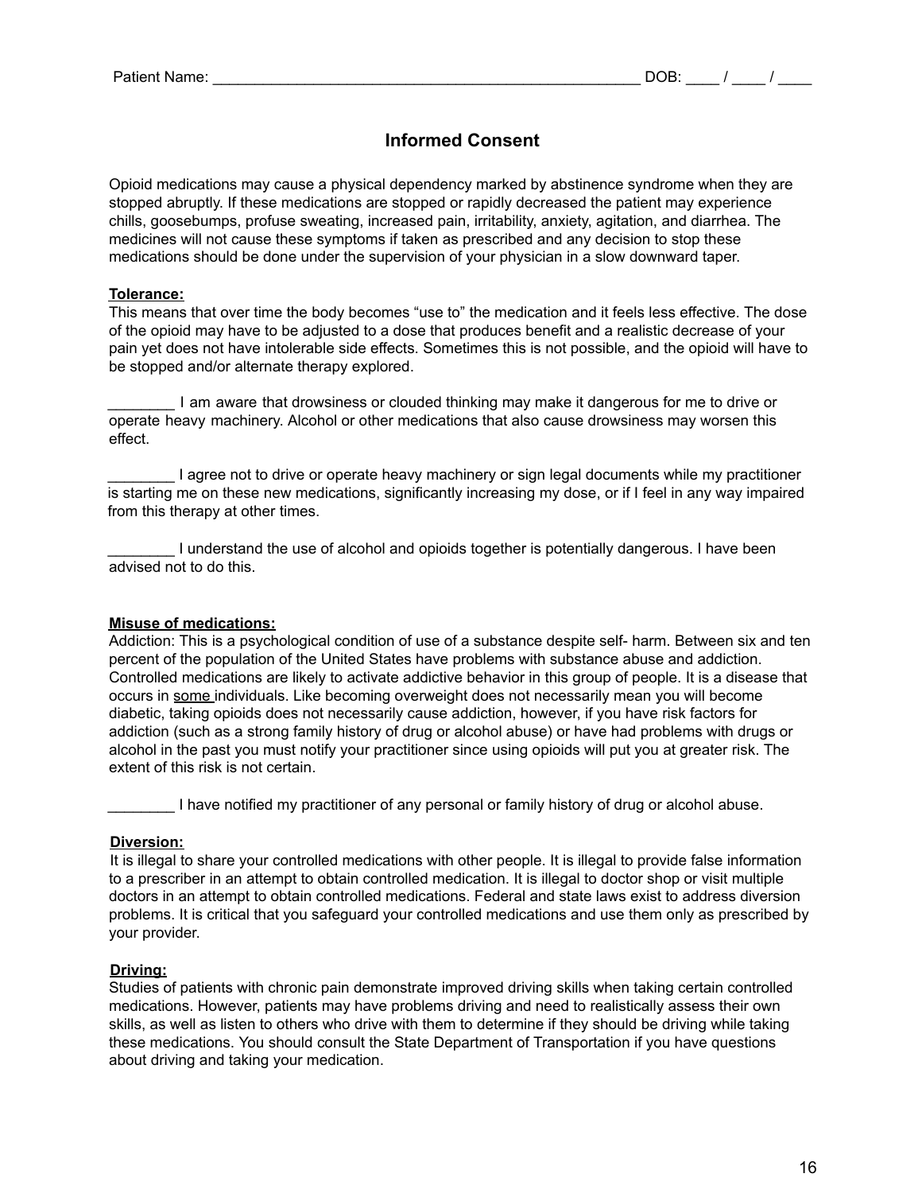Patient Name: ___________________________________________________ DOB: ____ / ____ / ____

## Informed Consent

Opioid medications may cause a physical dependency marked by abstinence syndrome when they are stopped abruptly. If these medications are stopped or rapidly decreased the patient may experience chills, goosebumps, profuse sweating, increased pain, irritability, anxiety, agitation, and diarrhea. The medicines will not cause these symptoms if taken as prescribed and any decision to stop these medications should be done under the supervision of your physician in a slow downward taper.

**Tolerance:**

This means that over time the body becomes "use to" the medication and it feels less effective. The dose of the opioid may have to be adjusted to a dose that produces benefit and a realistic decrease of your pain yet does not have intolerable side effects. Sometimes this is not possible, and the opioid will have to be stopped and/or alternate therapy explored.

________ I am aware that drowsiness or clouded thinking may make it dangerous for me to drive or operate heavy machinery. Alcohol or other medications that also cause drowsiness may worsen this effect.

________ I agree not to drive or operate heavy machinery or sign legal documents while my practitioner is starting me on these new medications, significantly increasing my dose, or if I feel in any way impaired from this therapy at other times.

________ I understand the use of alcohol and opioids together is potentially dangerous. I have been advised not to do this.

**Misuse of medications:**

Addiction: This is a psychological condition of use of a substance despite self- harm. Between six and ten percent of the population of the United States have problems with substance abuse and addiction. Controlled medications are likely to activate addictive behavior in this group of people. It is a disease that occurs in <u>some</u> individuals. Like becoming overweight does not necessarily mean you will become diabetic, taking opioids does not necessarily cause addiction, however, if you have risk factors for addiction (such as a strong family history of drug or alcohol abuse) or have had problems with drugs or alcohol in the past you must notify your practitioner since using opioids will put you at greater risk. The extent of this risk is not certain.

________ I have notified my practitioner of any personal or family history of drug or alcohol abuse.

**Diversion:**

It is illegal to share your controlled medications with other people. It is illegal to provide false information to a prescriber in an attempt to obtain controlled medication. It is illegal to doctor shop or visit multiple doctors in an attempt to obtain controlled medications. Federal and state laws exist to address diversion problems. It is critical that you safeguard your controlled medications and use them only as prescribed by your provider.

**Driving:**

Studies of patients with chronic pain demonstrate improved driving skills when taking certain controlled medications. However, patients may have problems driving and need to realistically assess their own skills, as well as listen to others who drive with them to determine if they should be driving while taking these medications. You should consult the State Department of Transportation if you have questions about driving and taking your medication.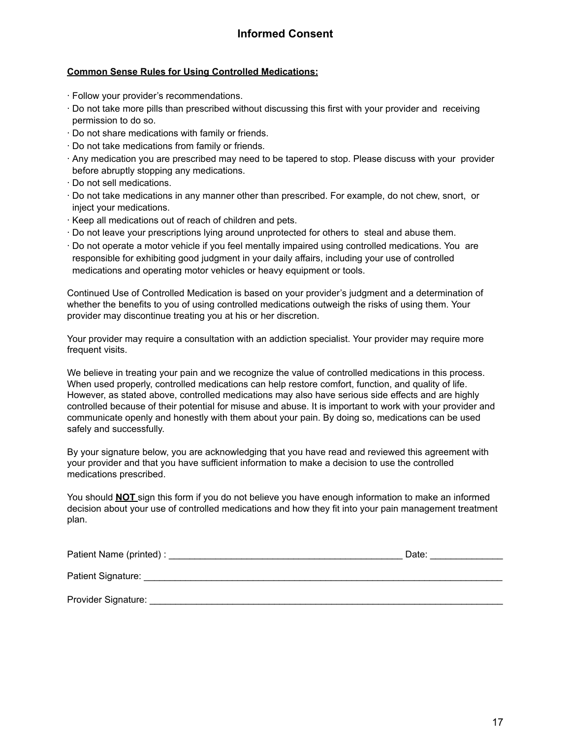# Informed Consent

**Common Sense Rules for Using Controlled Medications:**

- Follow your provider's recommendations.
- Do not take more pills than prescribed without discussing this first with your provider and receiving permission to do so.
- Do not share medications with family or friends.
- Do not take medications from family or friends.
- Any medication you are prescribed may need to be tapered to stop. Please discuss with your provider before abruptly stopping any medications.
- Do not sell medications.
- Do not take medications in any manner other than prescribed. For example, do not chew, snort, or inject your medications.
- Keep all medications out of reach of children and pets.
- Do not leave your prescriptions lying around unprotected for others to steal and abuse them.
- Do not operate a motor vehicle if you feel mentally impaired using controlled medications. You are responsible for exhibiting good judgment in your daily affairs, including your use of controlled medications and operating motor vehicles or heavy equipment or tools.

Continued Use of Controlled Medication is based on your provider's judgment and a determination of whether the benefits to you of using controlled medications outweigh the risks of using them. Your provider may discontinue treating you at his or her discretion.

Your provider may require a consultation with an addiction specialist. Your provider may require more frequent visits.

We believe in treating your pain and we recognize the value of controlled medications in this process. When used properly, controlled medications can help restore comfort, function, and quality of life. However, as stated above, controlled medications may also have serious side effects and are highly controlled because of their potential for misuse and abuse. It is important to work with your provider and communicate openly and honestly with them about your pain. By doing so, medications can be used safely and successfully.

By your signature below, you are acknowledging that you have read and reviewed this agreement with your provider and that you have sufficient information to make a decision to use the controlled medications prescribed.

You should **NOT** sign this form if you do not believe you have enough information to make an informed decision about your use of controlled medications and how they fit into your pain management treatment plan.

Patient Name (printed) : _______________________________________________ Date: ______________

Patient Signature: ________________________________________________________________________

Provider Signature: _______________________________________________________________________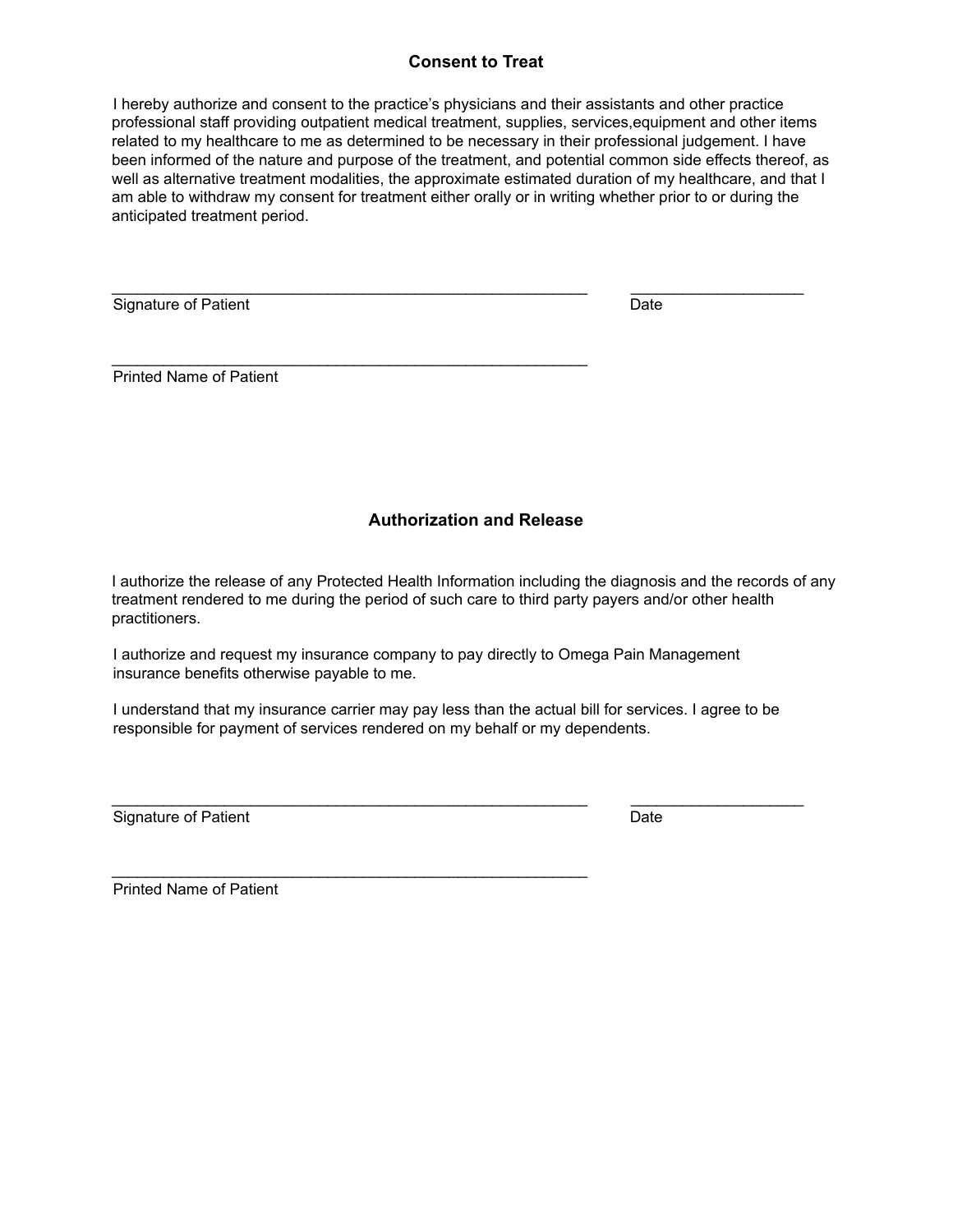## Consent to Treat

I hereby authorize and consent to the practice's physicians and their assistants and other practice professional staff providing outpatient medical treatment, supplies, services,equipment and other items related to my healthcare to me as determined to be necessary in their professional judgement. I have been informed of the nature and purpose of the treatment, and potential common side effects thereof, as well as alternative treatment modalities, the approximate estimated duration of my healthcare, and that I am able to withdraw my consent for treatment either orally or in writing whether prior to or during the anticipated treatment period.

_________________________________________________________ ____________________

Signature of Patient Date

_________________________________________________________

Printed Name of Patient

## Authorization and Release

I authorize the release of any Protected Health Information including the diagnosis and the records of any treatment rendered to me during the period of such care to third party payers and/or other health practitioners.

I authorize and request my insurance company to pay directly to Omega Pain Management insurance benefits otherwise payable to me.

I understand that my insurance carrier may pay less than the actual bill for services. I agree to be responsible for payment of services rendered on my behalf or my dependents.

_________________________________________________________ ____________________

Signature of Patient Date

_________________________________________________________

Printed Name of Patient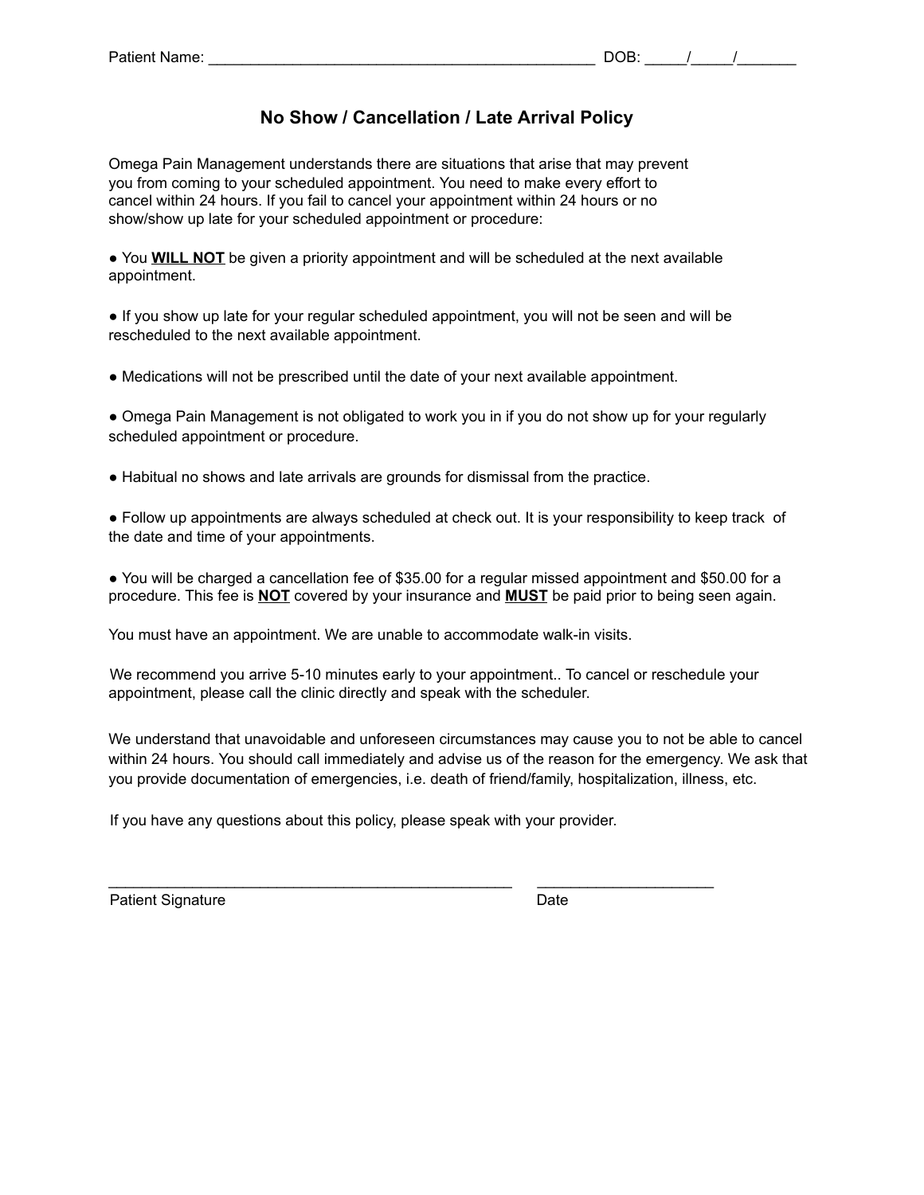Patient Name: _______________________________________________ DOB: _____/_____/_______

## No Show / Cancellation / Late Arrival Policy

Omega Pain Management understands there are situations that arise that may prevent you from coming to your scheduled appointment. You need to make every effort to cancel within 24 hours. If you fail to cancel your appointment within 24 hours or no show/show up late for your scheduled appointment or procedure:

- You **WILL NOT** be given a priority appointment and will be scheduled at the next available appointment.
- If you show up late for your regular scheduled appointment, you will not be seen and will be rescheduled to the next available appointment.
- Medications will not be prescribed until the date of your next available appointment.
- Omega Pain Management is not obligated to work you in if you do not show up for your regularly scheduled appointment or procedure.
- Habitual no shows and late arrivals are grounds for dismissal from the practice.
- Follow up appointments are always scheduled at check out. It is your responsibility to keep track of the date and time of your appointments.
- You will be charged a cancellation fee of $35.00 for a regular missed appointment and $50.00 for a procedure. This fee is **NOT** covered by your insurance and **MUST** be paid prior to being seen again.

You must have an appointment. We are unable to accommodate walk-in visits.

We recommend you arrive 5-10 minutes early to your appointment.. To cancel or reschedule your appointment, please call the clinic directly and speak with the scheduler.

We understand that unavoidable and unforeseen circumstances may cause you to not be able to cancel within 24 hours. You should call immediately and advise us of the reason for the emergency. We ask that you provide documentation of emergencies, i.e. death of friend/family, hospitalization, illness, etc.

If you have any questions about this policy, please speak with your provider.

_________________________________________________ _____________________

Patient Signature Date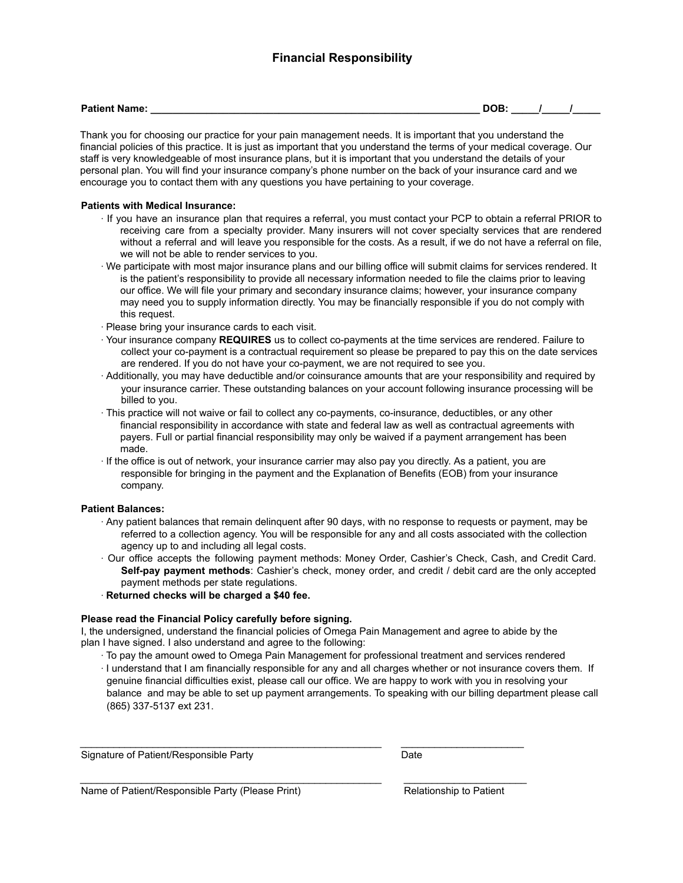# Financial Responsibility

**Patient Name: ___________________________________________________________ DOB: _____/_____/_____**

Thank you for choosing our practice for your pain management needs. It is important that you understand the financial policies of this practice. It is just as important that you understand the terms of your medical coverage. Our staff is very knowledgeable of most insurance plans, but it is important that you understand the details of your personal plan. You will find your insurance company's phone number on the back of your insurance card and we encourage you to contact them with any questions you have pertaining to your coverage.

**Patients with Medical Insurance:**

- If you have an insurance plan that requires a referral, you must contact your PCP to obtain a referral PRIOR to receiving care from a specialty provider. Many insurers will not cover specialty services that are rendered without a referral and will leave you responsible for the costs. As a result, if we do not have a referral on file, we will not be able to render services to you.
- We participate with most major insurance plans and our billing office will submit claims for services rendered. It is the patient's responsibility to provide all necessary information needed to file the claims prior to leaving our office. We will file your primary and secondary insurance claims; however, your insurance company may need you to supply information directly. You may be financially responsible if you do not comply with this request.
- Please bring your insurance cards to each visit.
- Your insurance company **REQUIRES** us to collect co-payments at the time services are rendered. Failure to collect your co-payment is a contractual requirement so please be prepared to pay this on the date services are rendered. If you do not have your co-payment, we are not required to see you.
- Additionally, you may have deductible and/or coinsurance amounts that are your responsibility and required by your insurance carrier. These outstanding balances on your account following insurance processing will be billed to you.
- This practice will not waive or fail to collect any co-payments, co-insurance, deductibles, or any other financial responsibility in accordance with state and federal law as well as contractual agreements with payers. Full or partial financial responsibility may only be waived if a payment arrangement has been made.
- If the office is out of network, your insurance carrier may also pay you directly. As a patient, you are responsible for bringing in the payment and the Explanation of Benefits (EOB) from your insurance company.

**Patient Balances:**

- Any patient balances that remain delinquent after 90 days, with no response to requests or payment, may be referred to a collection agency. You will be responsible for any and all costs associated with the collection agency up to and including all legal costs.
- Our office accepts the following payment methods: Money Order, Cashier's Check, Cash, and Credit Card. **Self-pay payment methods**: Cashier's check, money order, and credit / debit card are the only accepted payment methods per state regulations.
- **Returned checks will be charged a $40 fee.**

**Please read the Financial Policy carefully before signing.**

I, the undersigned, understand the financial policies of Omega Pain Management and agree to abide by the plan I have signed. I also understand and agree to the following:

- To pay the amount owed to Omega Pain Management for professional treatment and services rendered
- I understand that I am financially responsible for any and all charges whether or not insurance covers them. If genuine financial difficulties exist, please call our office. We are happy to work with you in resolving your balance and may be able to set up payment arrangements. To speaking with our billing department please call (865) 337-5137 ext 231.

_____________________________________________________ ______________________

Signature of Patient/Responsible Party Date

_____________________________________________________ ______________________

Name of Patient/Responsible Party (Please Print) Relationship to Patient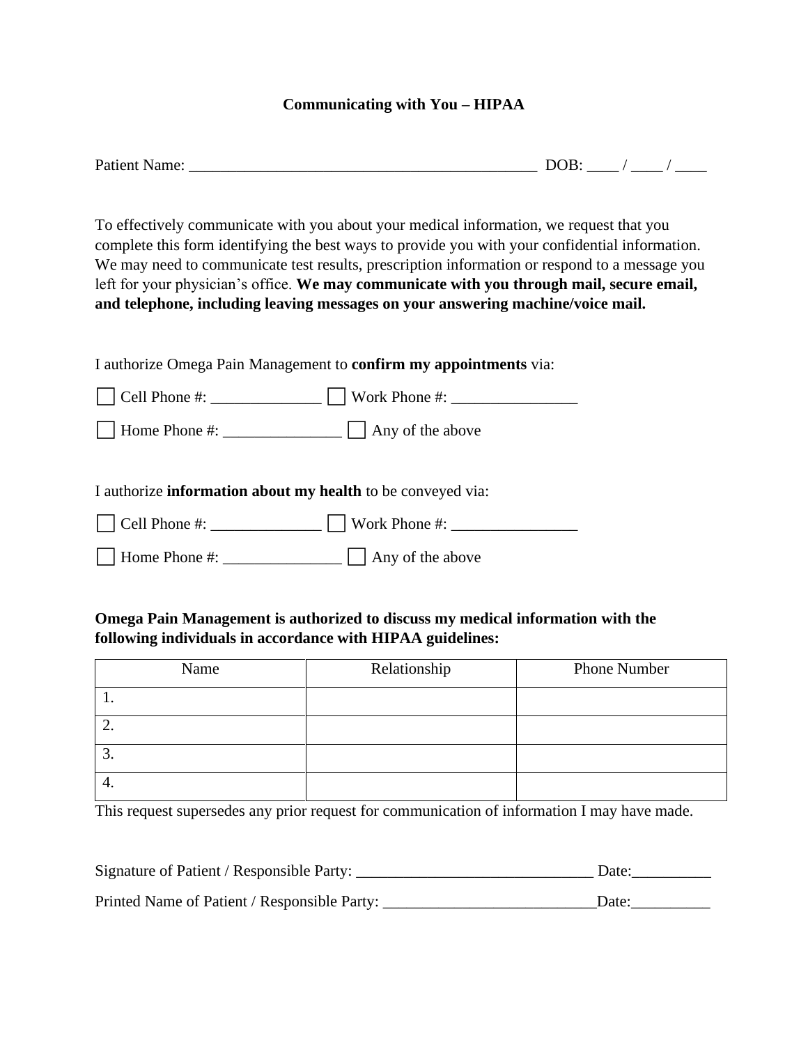## Communicating with You – HIPAA

Patient Name: _____________________________________________ DOB: ____ / ____ / ____

To effectively communicate with you about your medical information, we request that you complete this form identifying the best ways to provide you with your confidential information. We may need to communicate test results, prescription information or respond to a message you left for your physician's office. **We may communicate with you through mail, secure email, and telephone, including leaving messages on your answering machine/voice mail.**

I authorize Omega Pain Management to **confirm my appointments** via:

☐ Cell Phone #: ______________ ☐ Work Phone #: ________________

☐ Home Phone #: _______________ ☐ Any of the above

I authorize **information about my health** to be conveyed via:

☐ Cell Phone #: ______________ ☐ Work Phone #: ________________

☐ Home Phone #: _______________ ☐ Any of the above

**Omega Pain Management is authorized to discuss my medical information with the following individuals in accordance with HIPAA guidelines:**

| Name | Relationship | Phone Number |
|---|---|---|
| 1. | | |
| 2. | | |
| 3. | | |
| 4. | | |

This request supersedes any prior request for communication of information I may have made.

Signature of Patient / Responsible Party: ______________________________ Date:__________

Printed Name of Patient / Responsible Party: ___________________________Date:__________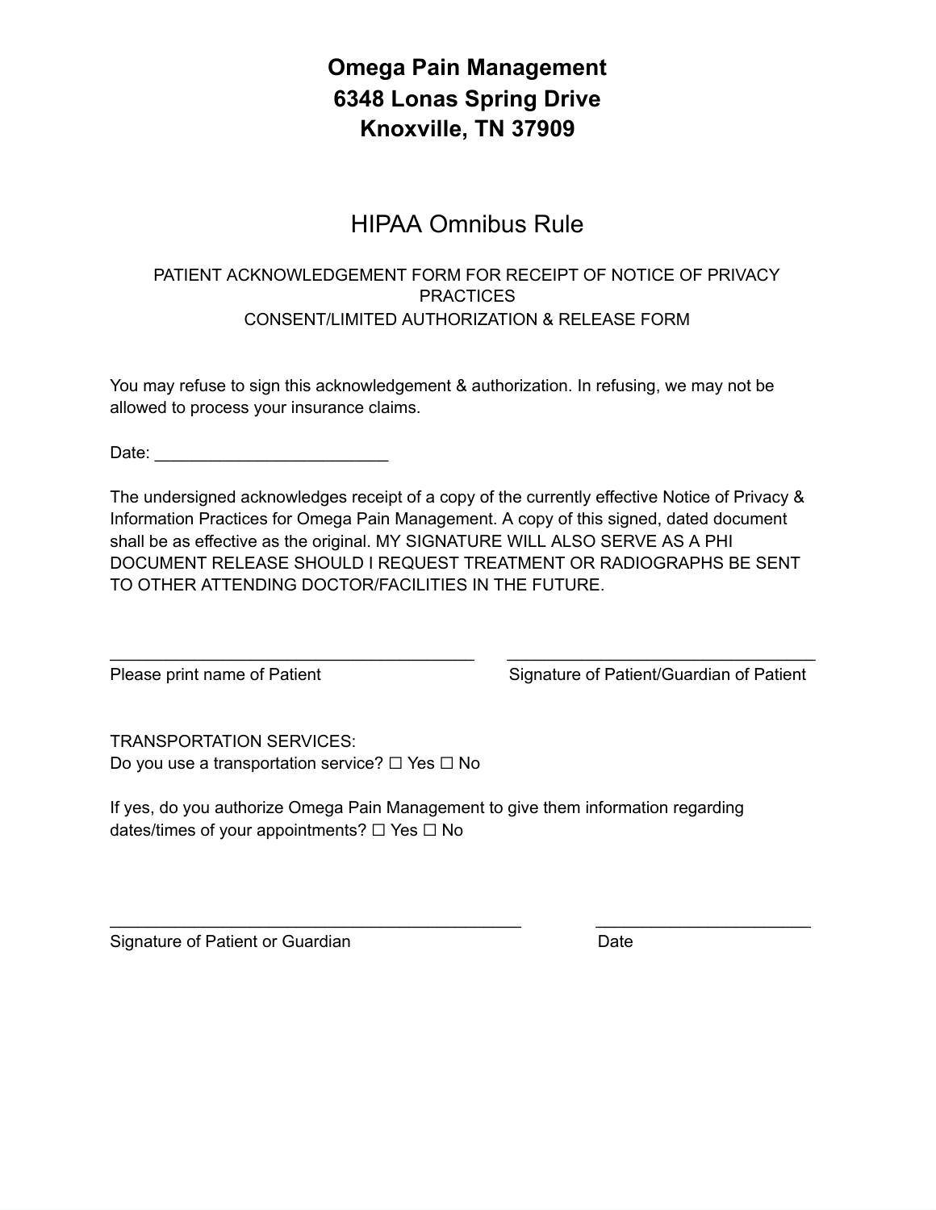**Omega Pain Management**
**6348 Lonas Spring Drive**
**Knoxville, TN 37909**

# HIPAA Omnibus Rule

PATIENT ACKNOWLEDGEMENT FORM FOR RECEIPT OF NOTICE OF PRIVACY PRACTICES
CONSENT/LIMITED AUTHORIZATION & RELEASE FORM

You may refuse to sign this acknowledgement & authorization. In refusing, we may not be allowed to process your insurance claims.

Date: _________________________

The undersigned acknowledges receipt of a copy of the currently effective Notice of Privacy & Information Practices for Omega Pain Management. A copy of this signed, dated document shall be as effective as the original. MY SIGNATURE WILL ALSO SERVE AS A PHI DOCUMENT RELEASE SHOULD I REQUEST TREATMENT OR RADIOGRAPHS BE SENT TO OTHER ATTENDING DOCTOR/FACILITIES IN THE FUTURE.

_______________________________________ _________________________________
Please print name of Patient Signature of Patient/Guardian of Patient

TRANSPORTATION SERVICES:
Do you use a transportation service? ☐ Yes ☐ No

If yes, do you authorize Omega Pain Management to give them information regarding dates/times of your appointments? ☐ Yes ☐ No

____________________________________________ _______________________
Signature of Patient or Guardian Date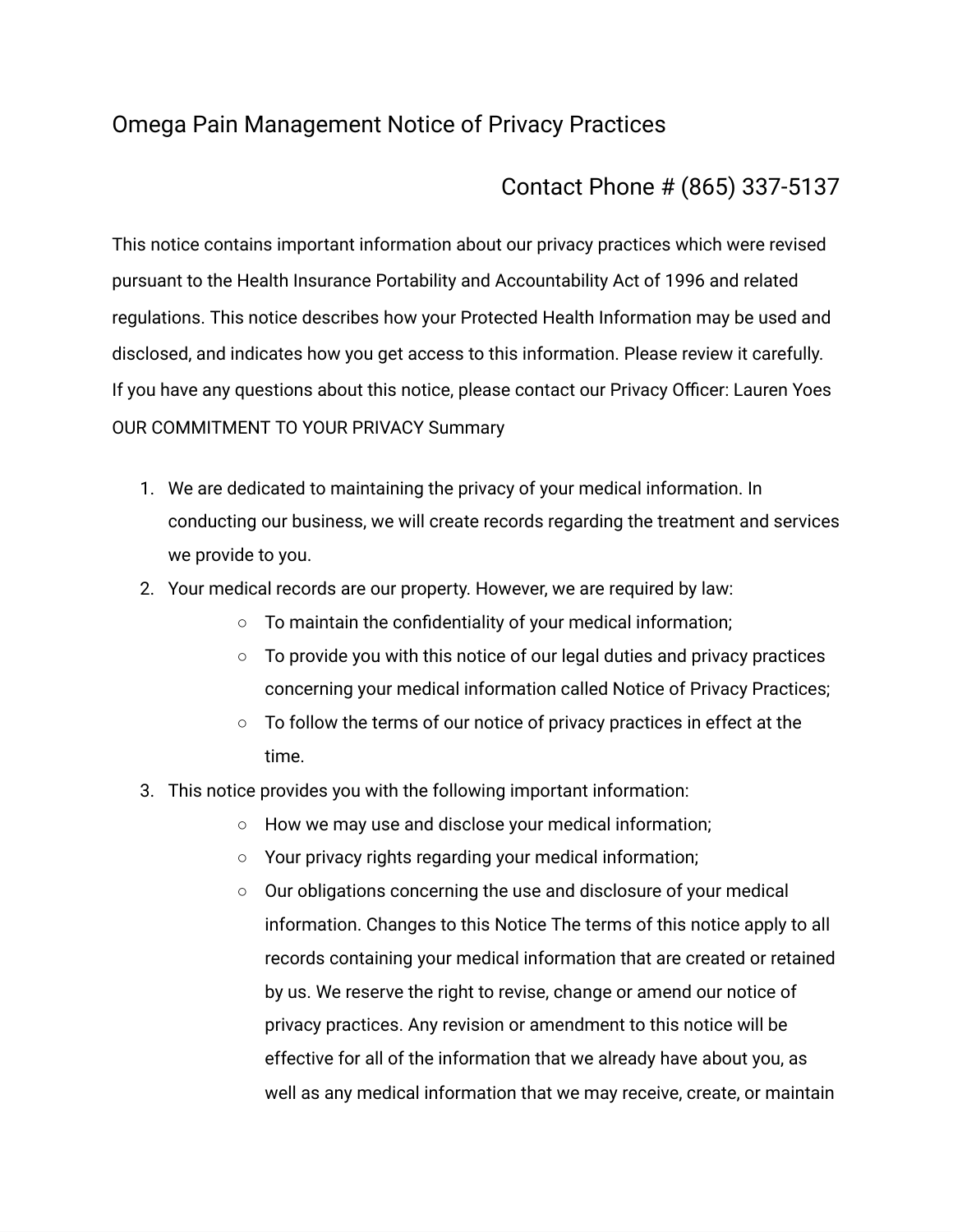# Omega Pain Management Notice of Privacy Practices

Contact Phone # (865) 337-5137

This notice contains important information about our privacy practices which were revised pursuant to the Health Insurance Portability and Accountability Act of 1996 and related regulations. This notice describes how your Protected Health Information may be used and disclosed, and indicates how you get access to this information. Please review it carefully. If you have any questions about this notice, please contact our Privacy Officer: Lauren Yoes OUR COMMITMENT TO YOUR PRIVACY Summary

1. We are dedicated to maintaining the privacy of your medical information. In conducting our business, we will create records regarding the treatment and services we provide to you.
2. Your medical records are our property. However, we are required by law:
    - To maintain the confidentiality of your medical information;
    - To provide you with this notice of our legal duties and privacy practices concerning your medical information called Notice of Privacy Practices;
    - To follow the terms of our notice of privacy practices in effect at the time.
3. This notice provides you with the following important information:
    - How we may use and disclose your medical information;
    - Your privacy rights regarding your medical information;
    - Our obligations concerning the use and disclosure of your medical information. Changes to this Notice The terms of this notice apply to all records containing your medical information that are created or retained by us. We reserve the right to revise, change or amend our notice of privacy practices. Any revision or amendment to this notice will be effective for all of the information that we already have about you, as well as any medical information that we may receive, create, or maintain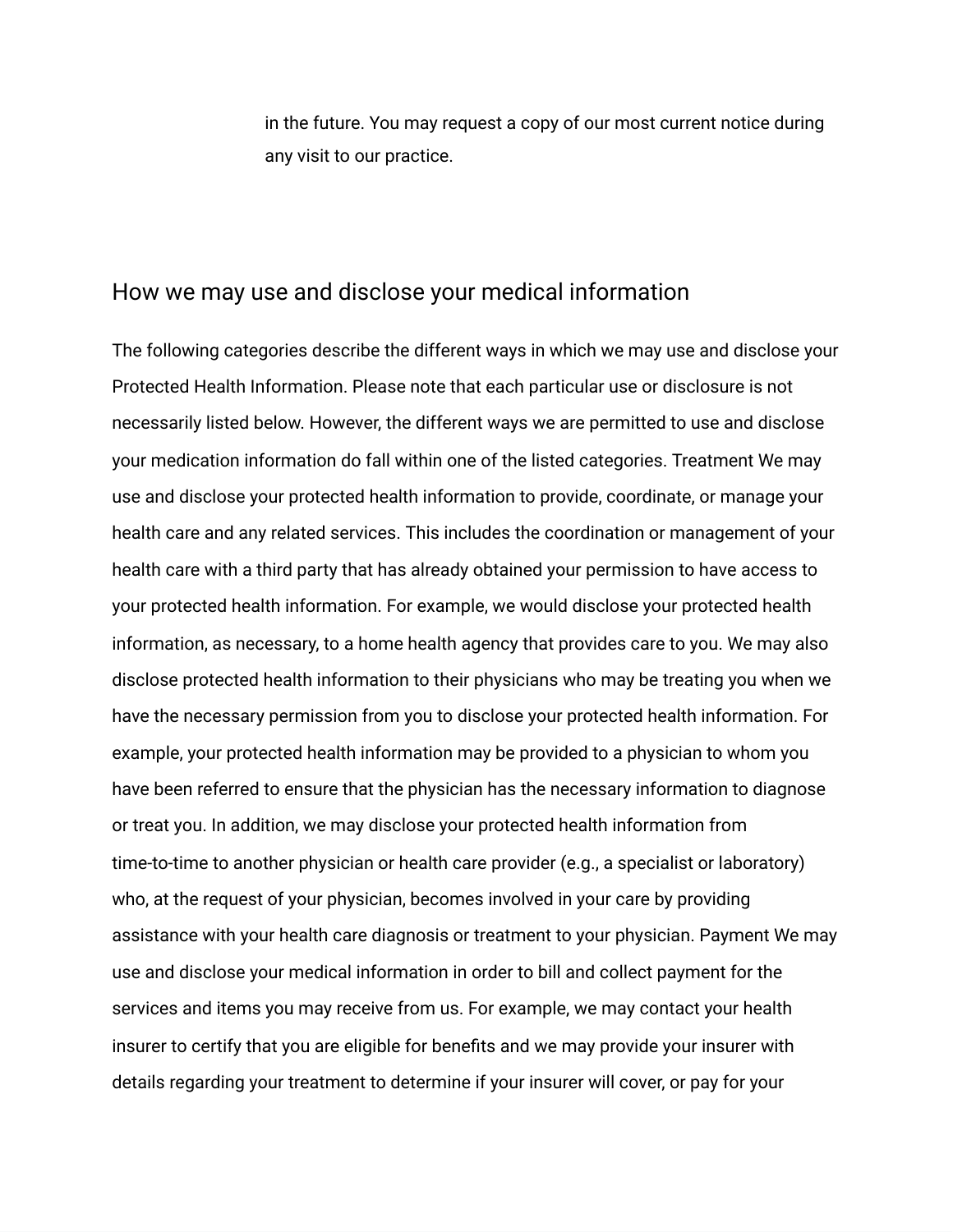in the future. You may request a copy of our most current notice during any visit to our practice.

## How we may use and disclose your medical information

The following categories describe the different ways in which we may use and disclose your Protected Health Information. Please note that each particular use or disclosure is not necessarily listed below. However, the different ways we are permitted to use and disclose your medication information do fall within one of the listed categories. Treatment We may use and disclose your protected health information to provide, coordinate, or manage your health care and any related services. This includes the coordination or management of your health care with a third party that has already obtained your permission to have access to your protected health information. For example, we would disclose your protected health information, as necessary, to a home health agency that provides care to you. We may also disclose protected health information to their physicians who may be treating you when we have the necessary permission from you to disclose your protected health information. For example, your protected health information may be provided to a physician to whom you have been referred to ensure that the physician has the necessary information to diagnose or treat you. In addition, we may disclose your protected health information from time-to-time to another physician or health care provider (e.g., a specialist or laboratory) who, at the request of your physician, becomes involved in your care by providing assistance with your health care diagnosis or treatment to your physician. Payment We may use and disclose your medical information in order to bill and collect payment for the services and items you may receive from us. For example, we may contact your health insurer to certify that you are eligible for benefits and we may provide your insurer with details regarding your treatment to determine if your insurer will cover, or pay for your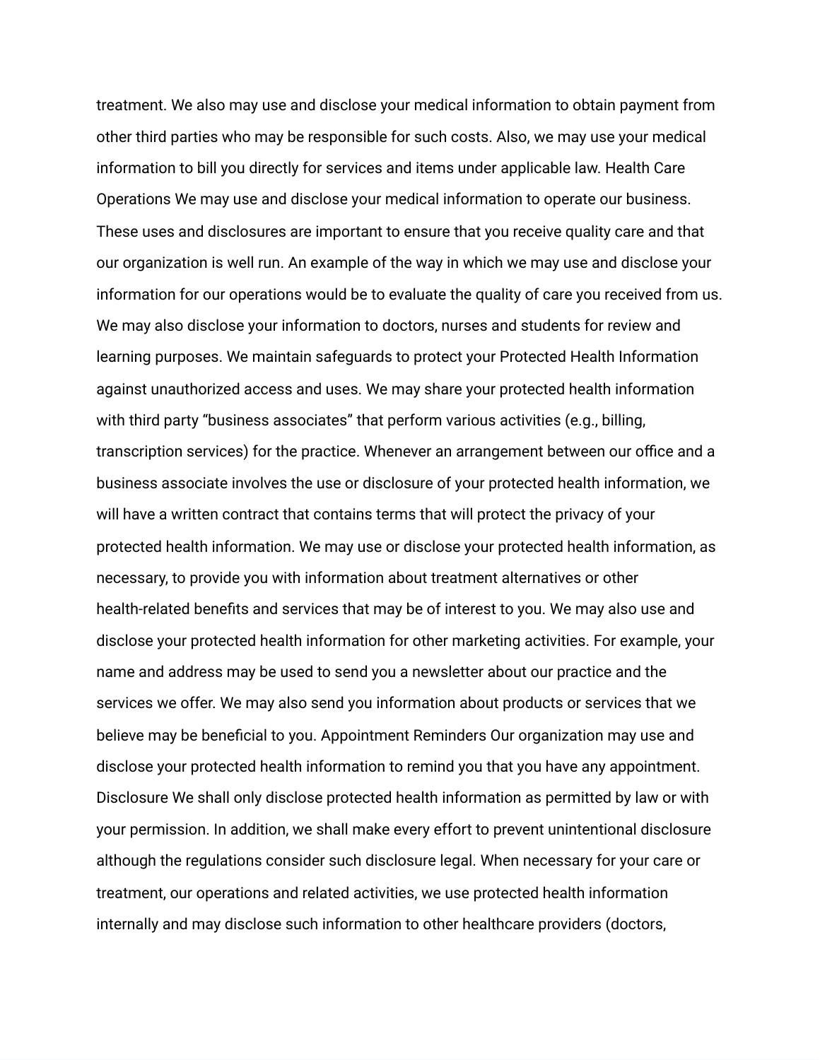treatment. We also may use and disclose your medical information to obtain payment from other third parties who may be responsible for such costs. Also, we may use your medical information to bill you directly for services and items under applicable law. Health Care Operations We may use and disclose your medical information to operate our business. These uses and disclosures are important to ensure that you receive quality care and that our organization is well run. An example of the way in which we may use and disclose your information for our operations would be to evaluate the quality of care you received from us. We may also disclose your information to doctors, nurses and students for review and learning purposes. We maintain safeguards to protect your Protected Health Information against unauthorized access and uses. We may share your protected health information with third party "business associates" that perform various activities (e.g., billing, transcription services) for the practice. Whenever an arrangement between our office and a business associate involves the use or disclosure of your protected health information, we will have a written contract that contains terms that will protect the privacy of your protected health information. We may use or disclose your protected health information, as necessary, to provide you with information about treatment alternatives or other health-related benefits and services that may be of interest to you. We may also use and disclose your protected health information for other marketing activities. For example, your name and address may be used to send you a newsletter about our practice and the services we offer. We may also send you information about products or services that we believe may be beneficial to you. Appointment Reminders Our organization may use and disclose your protected health information to remind you that you have any appointment. Disclosure We shall only disclose protected health information as permitted by law or with your permission. In addition, we shall make every effort to prevent unintentional disclosure although the regulations consider such disclosure legal. When necessary for your care or treatment, our operations and related activities, we use protected health information internally and may disclose such information to other healthcare providers (doctors,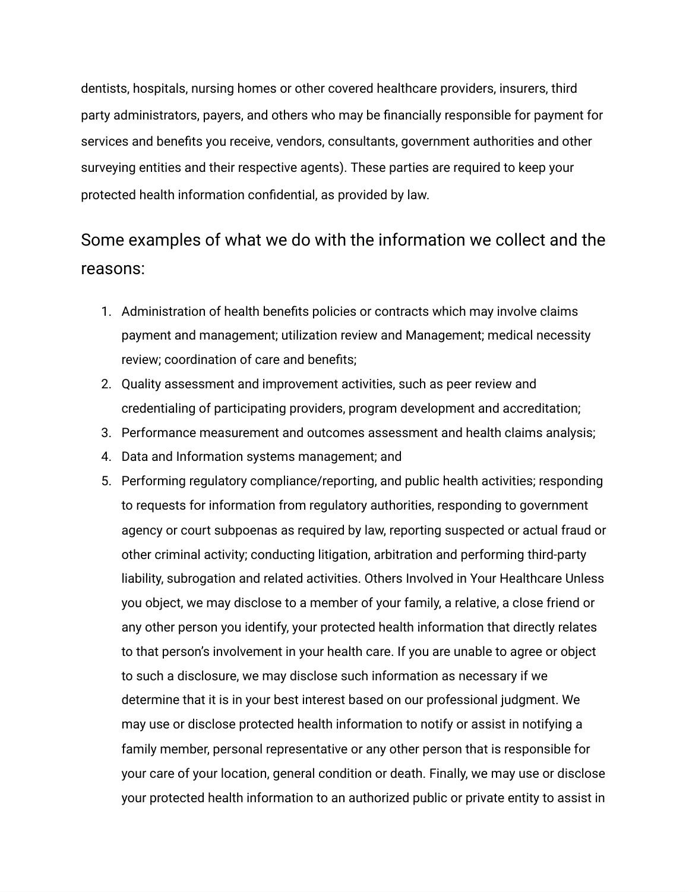dentists, hospitals, nursing homes or other covered healthcare providers, insurers, third party administrators, payers, and others who may be financially responsible for payment for services and benefits you receive, vendors, consultants, government authorities and other surveying entities and their respective agents). These parties are required to keep your protected health information confidential, as provided by law.

## Some examples of what we do with the information we collect and the reasons:

1. Administration of health benefits policies or contracts which may involve claims payment and management; utilization review and Management; medical necessity review; coordination of care and benefits;
2. Quality assessment and improvement activities, such as peer review and credentialing of participating providers, program development and accreditation;
3. Performance measurement and outcomes assessment and health claims analysis;
4. Data and Information systems management; and
5. Performing regulatory compliance/reporting, and public health activities; responding to requests for information from regulatory authorities, responding to government agency or court subpoenas as required by law, reporting suspected or actual fraud or other criminal activity; conducting litigation, arbitration and performing third-party liability, subrogation and related activities. Others Involved in Your Healthcare Unless you object, we may disclose to a member of your family, a relative, a close friend or any other person you identify, your protected health information that directly relates to that person's involvement in your health care. If you are unable to agree or object to such a disclosure, we may disclose such information as necessary if we determine that it is in your best interest based on our professional judgment. We may use or disclose protected health information to notify or assist in notifying a family member, personal representative or any other person that is responsible for your care of your location, general condition or death. Finally, we may use or disclose your protected health information to an authorized public or private entity to assist in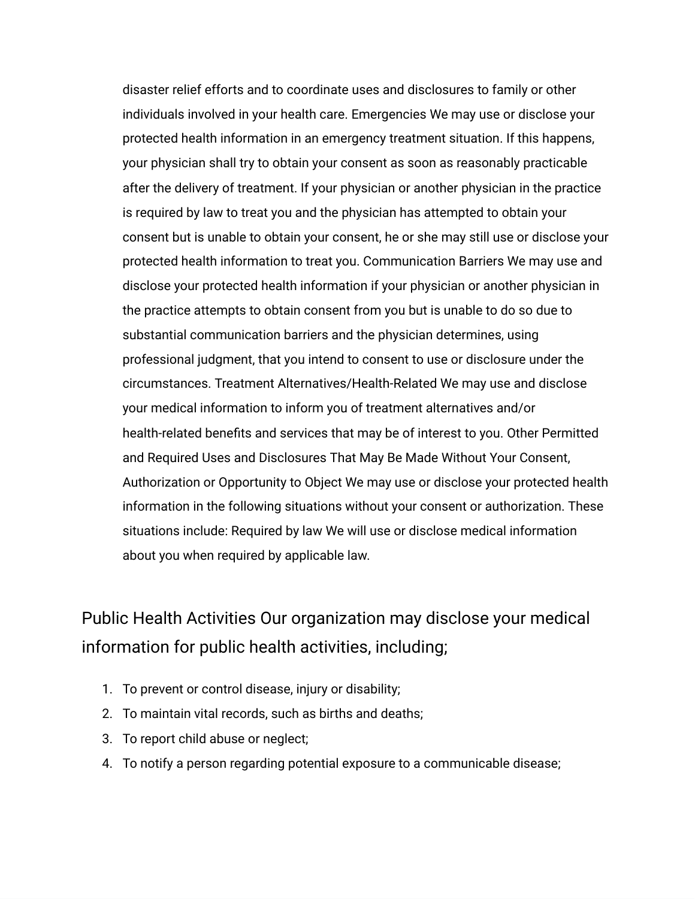disaster relief efforts and to coordinate uses and disclosures to family or other individuals involved in your health care. Emergencies We may use or disclose your protected health information in an emergency treatment situation. If this happens, your physician shall try to obtain your consent as soon as reasonably practicable after the delivery of treatment. If your physician or another physician in the practice is required by law to treat you and the physician has attempted to obtain your consent but is unable to obtain your consent, he or she may still use or disclose your protected health information to treat you. Communication Barriers We may use and disclose your protected health information if your physician or another physician in the practice attempts to obtain consent from you but is unable to do so due to substantial communication barriers and the physician determines, using professional judgment, that you intend to consent to use or disclosure under the circumstances. Treatment Alternatives/Health-Related We may use and disclose your medical information to inform you of treatment alternatives and/or health-related benefits and services that may be of interest to you. Other Permitted and Required Uses and Disclosures That May Be Made Without Your Consent, Authorization or Opportunity to Object We may use or disclose your protected health information in the following situations without your consent or authorization. These situations include: Required by law We will use or disclose medical information about you when required by applicable law.

## Public Health Activities Our organization may disclose your medical information for public health activities, including;

1. To prevent or control disease, injury or disability;
2. To maintain vital records, such as births and deaths;
3. To report child abuse or neglect;
4. To notify a person regarding potential exposure to a communicable disease;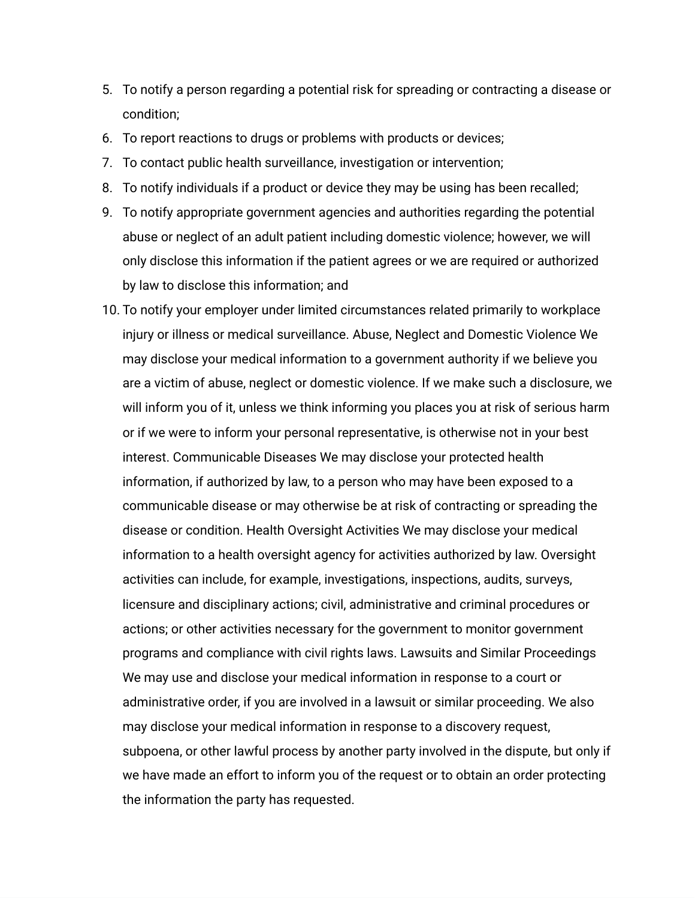5. To notify a person regarding a potential risk for spreading or contracting a disease or condition;
6. To report reactions to drugs or problems with products or devices;
7. To contact public health surveillance, investigation or intervention;
8. To notify individuals if a product or device they may be using has been recalled;
9. To notify appropriate government agencies and authorities regarding the potential abuse or neglect of an adult patient including domestic violence; however, we will only disclose this information if the patient agrees or we are required or authorized by law to disclose this information; and
10. To notify your employer under limited circumstances related primarily to workplace injury or illness or medical surveillance. Abuse, Neglect and Domestic Violence We may disclose your medical information to a government authority if we believe you are a victim of abuse, neglect or domestic violence. If we make such a disclosure, we will inform you of it, unless we think informing you places you at risk of serious harm or if we were to inform your personal representative, is otherwise not in your best interest. Communicable Diseases We may disclose your protected health information, if authorized by law, to a person who may have been exposed to a communicable disease or may otherwise be at risk of contracting or spreading the disease or condition. Health Oversight Activities We may disclose your medical information to a health oversight agency for activities authorized by law. Oversight activities can include, for example, investigations, inspections, audits, surveys, licensure and disciplinary actions; civil, administrative and criminal procedures or actions; or other activities necessary for the government to monitor government programs and compliance with civil rights laws. Lawsuits and Similar Proceedings We may use and disclose your medical information in response to a court or administrative order, if you are involved in a lawsuit or similar proceeding. We also may disclose your medical information in response to a discovery request, subpoena, or other lawful process by another party involved in the dispute, but only if we have made an effort to inform you of the request or to obtain an order protecting the information the party has requested.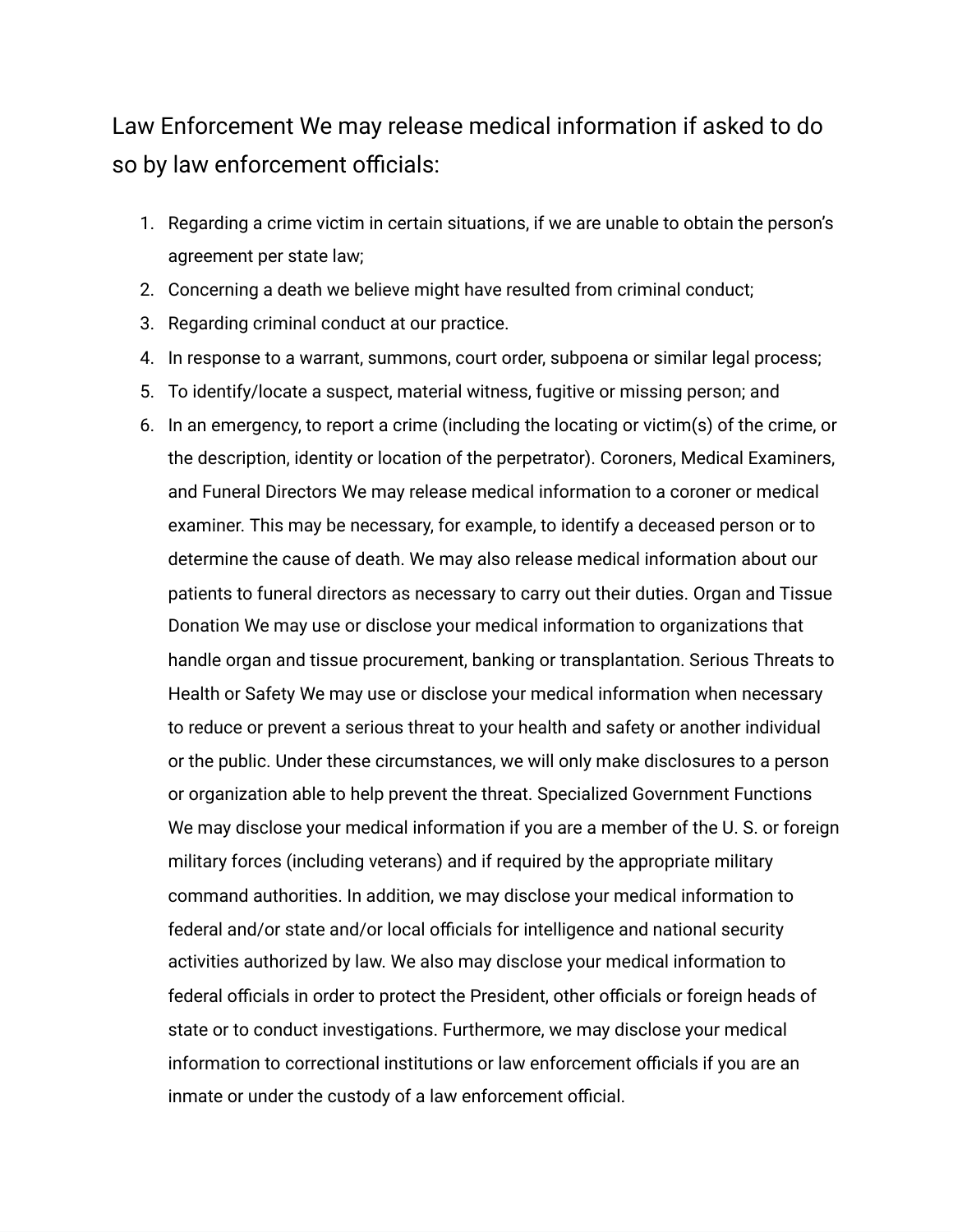Law Enforcement We may release medical information if asked to do so by law enforcement officials:

1. Regarding a crime victim in certain situations, if we are unable to obtain the person's agreement per state law;
2. Concerning a death we believe might have resulted from criminal conduct;
3. Regarding criminal conduct at our practice.
4. In response to a warrant, summons, court order, subpoena or similar legal process;
5. To identify/locate a suspect, material witness, fugitive or missing person; and
6. In an emergency, to report a crime (including the locating or victim(s) of the crime, or the description, identity or location of the perpetrator). Coroners, Medical Examiners, and Funeral Directors We may release medical information to a coroner or medical examiner. This may be necessary, for example, to identify a deceased person or to determine the cause of death. We may also release medical information about our patients to funeral directors as necessary to carry out their duties. Organ and Tissue Donation We may use or disclose your medical information to organizations that handle organ and tissue procurement, banking or transplantation. Serious Threats to Health or Safety We may use or disclose your medical information when necessary to reduce or prevent a serious threat to your health and safety or another individual or the public. Under these circumstances, we will only make disclosures to a person or organization able to help prevent the threat. Specialized Government Functions We may disclose your medical information if you are a member of the U. S. or foreign military forces (including veterans) and if required by the appropriate military command authorities. In addition, we may disclose your medical information to federal and/or state and/or local officials for intelligence and national security activities authorized by law. We also may disclose your medical information to federal officials in order to protect the President, other officials or foreign heads of state or to conduct investigations. Furthermore, we may disclose your medical information to correctional institutions or law enforcement officials if you are an inmate or under the custody of a law enforcement official.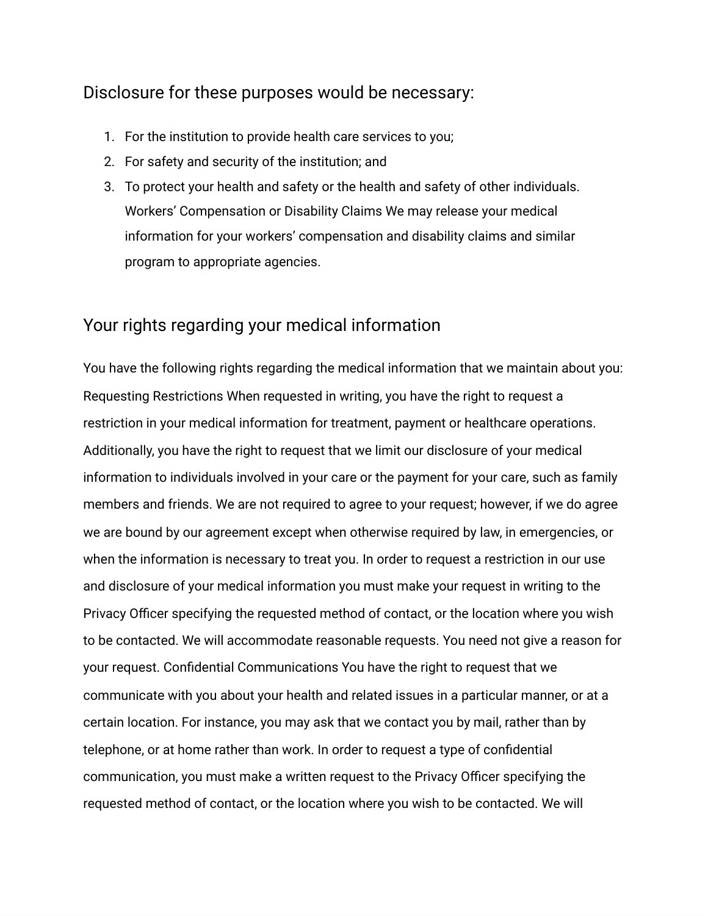## Disclosure for these purposes would be necessary:

1. For the institution to provide health care services to you;
2. For safety and security of the institution; and
3. To protect your health and safety or the health and safety of other individuals. Workers' Compensation or Disability Claims We may release your medical information for your workers' compensation and disability claims and similar program to appropriate agencies.

## Your rights regarding your medical information

You have the following rights regarding the medical information that we maintain about you: Requesting Restrictions When requested in writing, you have the right to request a restriction in your medical information for treatment, payment or healthcare operations. Additionally, you have the right to request that we limit our disclosure of your medical information to individuals involved in your care or the payment for your care, such as family members and friends. We are not required to agree to your request; however, if we do agree we are bound by our agreement except when otherwise required by law, in emergencies, or when the information is necessary to treat you. In order to request a restriction in our use and disclosure of your medical information you must make your request in writing to the Privacy Officer specifying the requested method of contact, or the location where you wish to be contacted. We will accommodate reasonable requests. You need not give a reason for your request. Confidential Communications You have the right to request that we communicate with you about your health and related issues in a particular manner, or at a certain location. For instance, you may ask that we contact you by mail, rather than by telephone, or at home rather than work. In order to request a type of confidential communication, you must make a written request to the Privacy Officer specifying the requested method of contact, or the location where you wish to be contacted. We will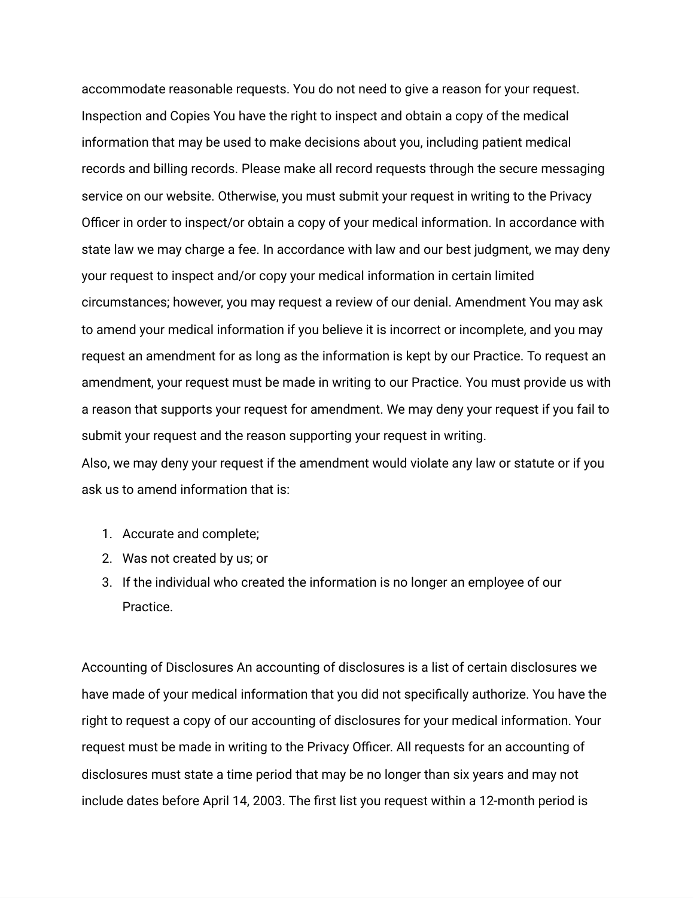accommodate reasonable requests. You do not need to give a reason for your request. Inspection and Copies You have the right to inspect and obtain a copy of the medical information that may be used to make decisions about you, including patient medical records and billing records. Please make all record requests through the secure messaging service on our website. Otherwise, you must submit your request in writing to the Privacy Officer in order to inspect/or obtain a copy of your medical information. In accordance with state law we may charge a fee. In accordance with law and our best judgment, we may deny your request to inspect and/or copy your medical information in certain limited circumstances; however, you may request a review of our denial. Amendment You may ask to amend your medical information if you believe it is incorrect or incomplete, and you may request an amendment for as long as the information is kept by our Practice. To request an amendment, your request must be made in writing to our Practice. You must provide us with a reason that supports your request for amendment. We may deny your request if you fail to submit your request and the reason supporting your request in writing.
Also, we may deny your request if the amendment would violate any law or statute or if you ask us to amend information that is:

1. Accurate and complete;
2. Was not created by us; or
3. If the individual who created the information is no longer an employee of our Practice.

Accounting of Disclosures An accounting of disclosures is a list of certain disclosures we have made of your medical information that you did not specifically authorize. You have the right to request a copy of our accounting of disclosures for your medical information. Your request must be made in writing to the Privacy Officer. All requests for an accounting of disclosures must state a time period that may be no longer than six years and may not include dates before April 14, 2003. The first list you request within a 12-month period is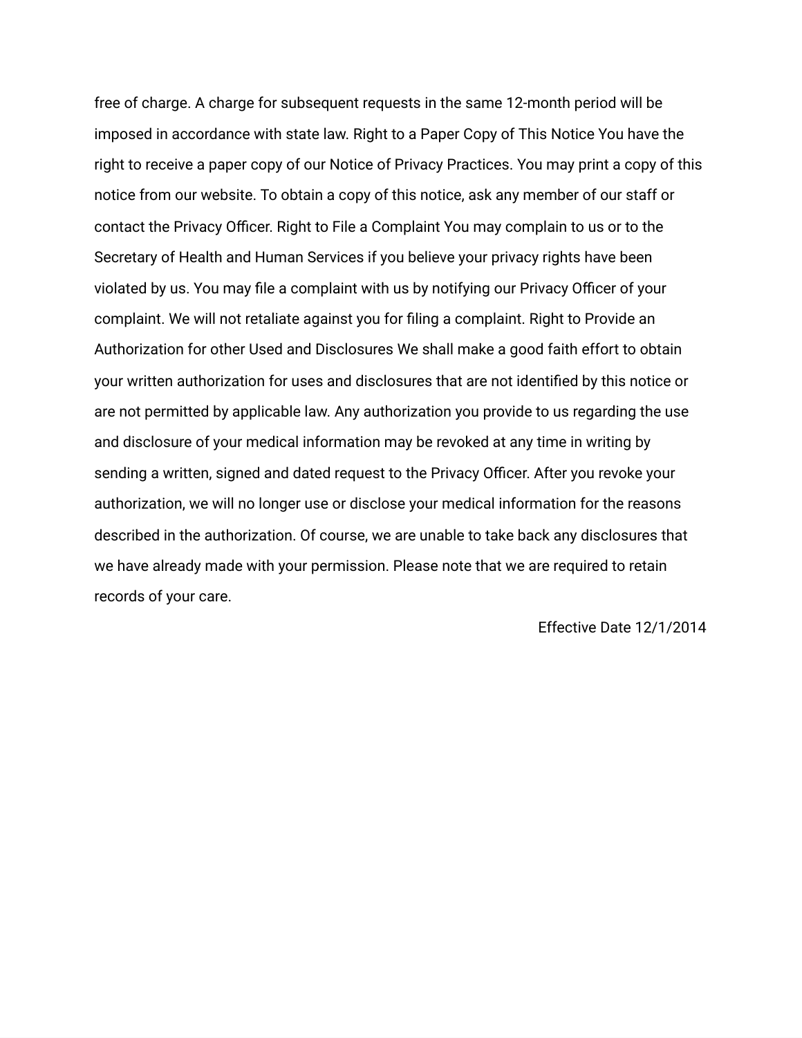free of charge. A charge for subsequent requests in the same 12-month period will be imposed in accordance with state law. Right to a Paper Copy of This Notice You have the right to receive a paper copy of our Notice of Privacy Practices. You may print a copy of this notice from our website. To obtain a copy of this notice, ask any member of our staff or contact the Privacy Officer. Right to File a Complaint You may complain to us or to the Secretary of Health and Human Services if you believe your privacy rights have been violated by us. You may file a complaint with us by notifying our Privacy Officer of your complaint. We will not retaliate against you for filing a complaint. Right to Provide an Authorization for other Used and Disclosures We shall make a good faith effort to obtain your written authorization for uses and disclosures that are not identified by this notice or are not permitted by applicable law. Any authorization you provide to us regarding the use and disclosure of your medical information may be revoked at any time in writing by sending a written, signed and dated request to the Privacy Officer. After you revoke your authorization, we will no longer use or disclose your medical information for the reasons described in the authorization. Of course, we are unable to take back any disclosures that we have already made with your permission. Please note that we are required to retain records of your care.

Effective Date 12/1/2014